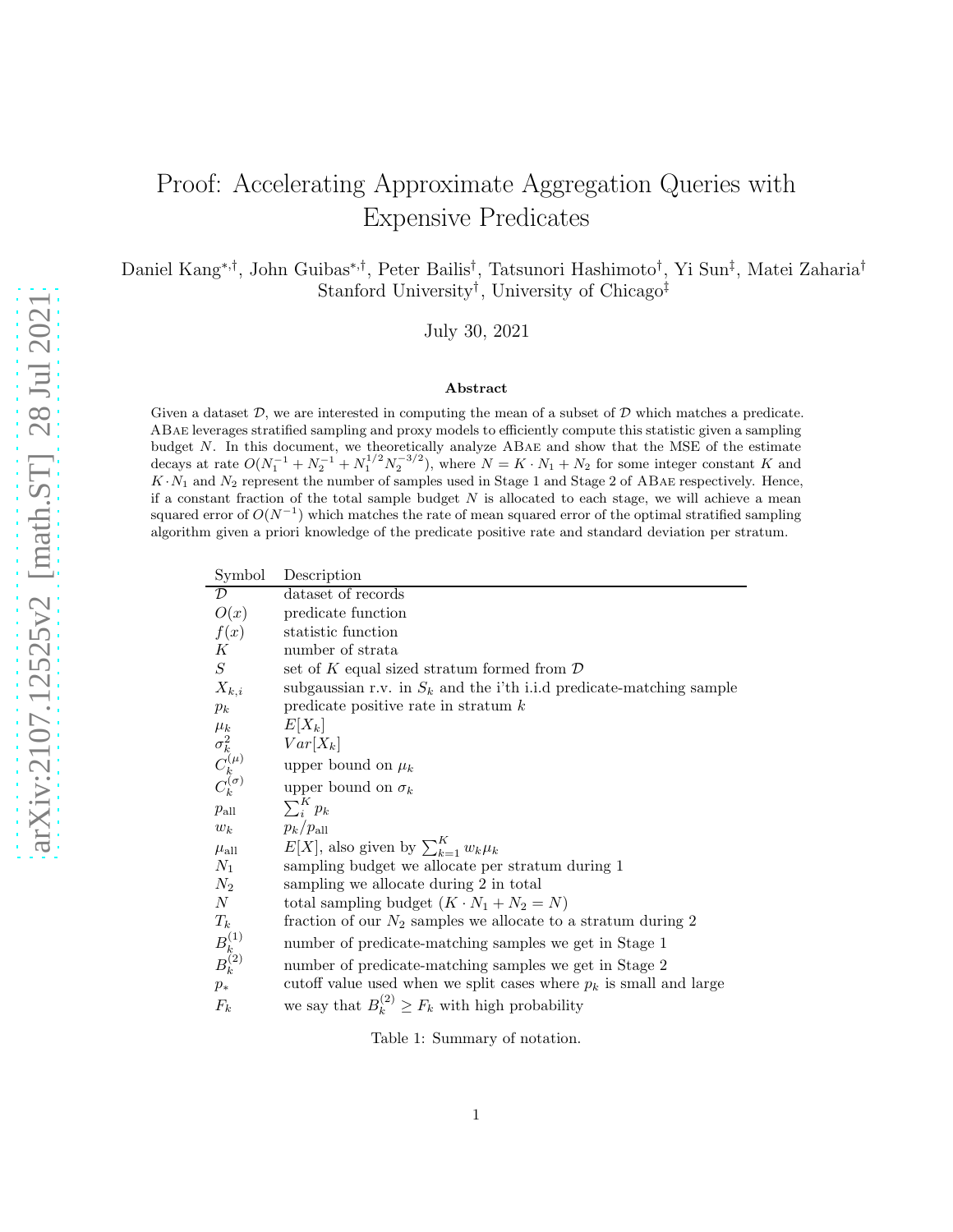# Proof: Accelerating Approximate Aggregation Queries with Expensive Predicates

Daniel Kang[\*,†], John Guibas[\*,†], Peter Bailis[†], Tatsunori Hashimoto[†], Yi Sun[‡], Matei Zaharia[†]
Stanford University[†], University of Chicago[‡]

July 30, 2021

### Abstract

Given a dataset $\mathcal{D}$, we are interested in computing the mean of a subset of $\mathcal{D}$ which matches a predicate. ABae leverages stratified sampling and proxy models to efficiently compute this statistic given a sampling budget $N$. In this document, we theoretically analyze ABae and show that the MSE of the estimate decays at rate $O(N_1^{-1} + N_2^{-1} + N_1^{1/2}N_2^{-3/2})$, where $N = K \cdot N_1 + N_2$ for some integer constant $K$ and $K \cdot N_1$ and $N_2$ represent the number of samples used in Stage 1 and Stage 2 of ABae respectively. Hence, if a constant fraction of the total sample budget $N$ is allocated to each stage, we will achieve a mean squared error of $O(N^{-1})$ which matches the rate of mean squared error of the optimal stratified sampling algorithm given a priori knowledge of the predicate positive rate and standard deviation per stratum.

| Symbol | Description |
|---|---|
| $\mathcal{D}$ | dataset of records |
| $O(x)$ | predicate function |
| $f(x)$ | statistic function |
| $K$ | number of strata |
| $S$ | set of $K$ equal sized stratum formed from $\mathcal{D}$ |
| $X_{k,i}$ | subgaussian r.v. in $S_k$ and the i'th i.i.d predicate-matching sample |
| $p_k$ | predicate positive rate in stratum $k$ |
| $\mu_k$ | $E[X_k]$ |
| $\sigma_k^2$ | $Var[X_k]$ |
| $C_k^{(\mu)}$ | upper bound on $\mu_k$ |
| $C_k^{(\sigma)}$ | upper bound on $\sigma_k$ |
| $p_{\text{all}}$ | $\sum_i^K p_k$ |
| $w_k$ | $p_k/p_{\text{all}}$ |
| $\mu_{\text{all}}$ | $E[X]$, also given by $\sum_{k=1}^K w_k\mu_k$ |
| $N_1$ | sampling budget we allocate per stratum during 1 |
| $N_2$ | sampling we allocate during 2 in total |
| $N$ | total sampling budget ($K \cdot N_1 + N_2 = N$) |
| $T_k$ | fraction of our $N_2$ samples we allocate to a stratum during 2 |
| $B_k^{(1)}$ | number of predicate-matching samples we get in Stage 1 |
| $B_k^{(2)}$ | number of predicate-matching samples we get in Stage 2 |
| $p_*$ | cutoff value used when we split cases where $p_k$ is small and large |
| $F_k$ | we say that $B_k^{(2)} \geq F_k$ with high probability |

Table 1: Summary of notation.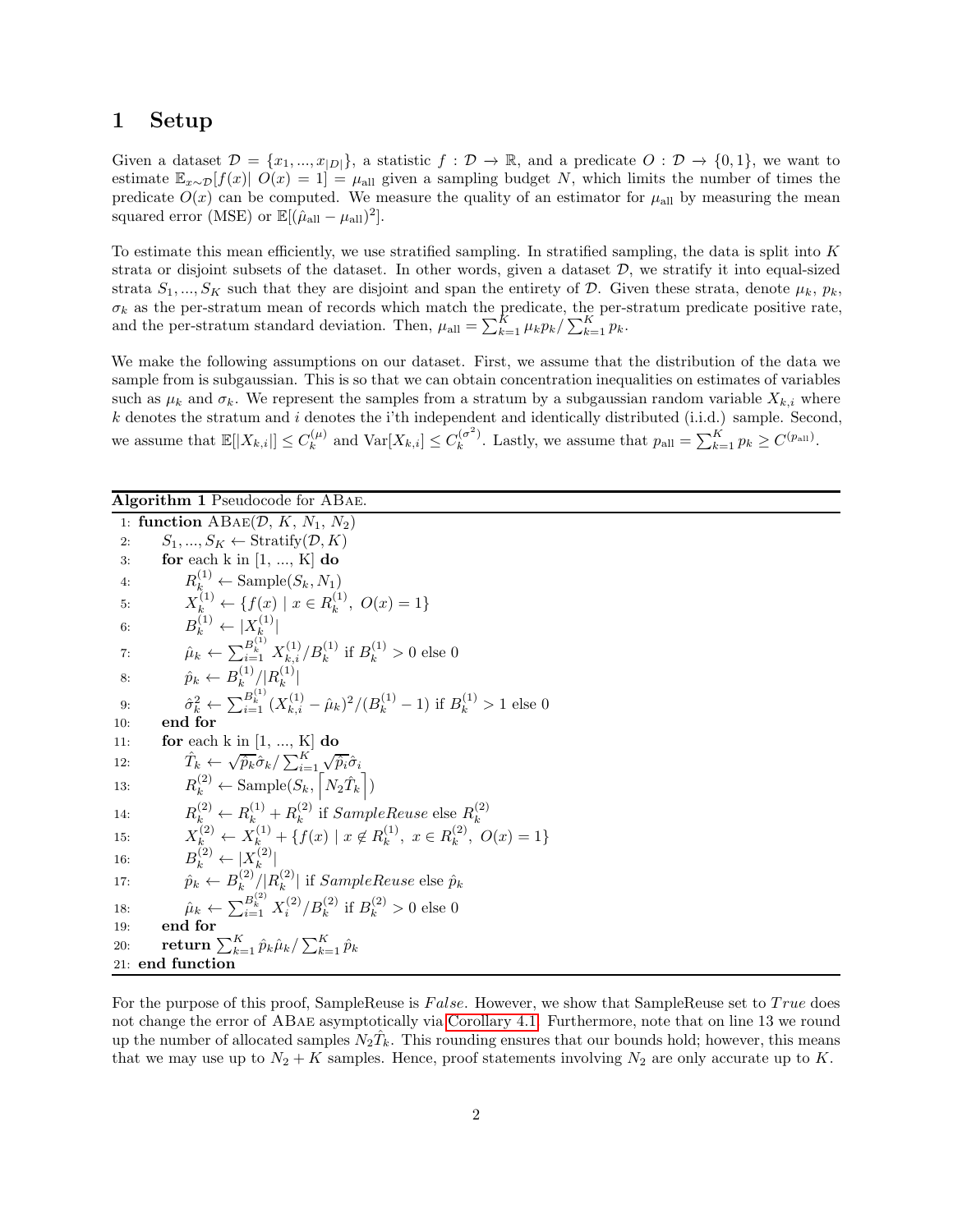# 1 Setup

Given a dataset $\mathcal{D} = \{x_1, ..., x_{|D|}\}$, a statistic $f : \mathcal{D} \to \mathbb{R}$, and a predicate $O : \mathcal{D} \to \{0, 1\}$, we want to estimate $\mathbb{E}_{x \sim \mathcal{D}}[f(x) | \ O(x) = 1] = \mu_{\text{all}}$ given a sampling budget $N$, which limits the number of times the predicate $O(x)$ can be computed. We measure the quality of an estimator for $\mu_{\text{all}}$ by measuring the mean squared error (MSE) or $\mathbb{E}[(\hat{\mu}_{\text{all}} - \mu_{\text{all}})^2]$.

To estimate this mean efficiently, we use stratified sampling. In stratified sampling, the data is split into $K$ strata or disjoint subsets of the dataset. In other words, given a dataset $\mathcal{D}$, we stratify it into equal-sized strata $S_1, ..., S_K$ such that they are disjoint and span the entirety of $\mathcal{D}$. Given these strata, denote $\mu_k$, $p_k$, $\sigma_k$ as the per-stratum mean of records which match the predicate, the per-stratum predicate positive rate, and the per-stratum standard deviation. Then, $\mu_{\text{all}} = \sum_{k=1}^{K} \mu_k p_k / \sum_{k=1}^{K} p_k$.

We make the following assumptions on our dataset. First, we assume that the distribution of the data we sample from is subgaussian. This is so that we can obtain concentration inequalities on estimates of variables such as $\mu_k$ and $\sigma_k$. We represent the samples from a stratum by a subgaussian random variable $X_{k,i}$ where $k$ denotes the stratum and $i$ denotes the i'th independent and identically distributed (i.i.d.) sample. Second, we assume that $\mathbb{E}[|X_{k,i}|] \leq C_k^{(\mu)}$ and $\text{Var}[X_{k,i}] \leq C_k^{(\sigma^2)}$. Lastly, we assume that $p_{\text{all}} = \sum_{k=1}^{K} p_k \geq C^{(p_{\text{all}})}$.

**Algorithm 1** Pseudocode for ABae.

```
1:  function ABae(D, K, N_1, N_2)
2:      S_1, ..., S_K ← Stratify(D, K)
3:      for each k in [1, ..., K] do
4:          R_k^(1) ← Sample(S_k, N_1)
5:          X_k^(1) ← {f(x) | x ∈ R_k^(1), O(x) = 1}
6:          B_k^(1) ← |X_k^(1)|
7:          μ̂_k ← Σ_{i=1}^{B_k^(1)} X_{k,i}^(1) / B_k^(1) if B_k^(1) > 0 else 0
8:          p̂_k ← B_k^(1) / |R_k^(1)|
9:          σ̂_k^2 ← Σ_{i=1}^{B_k^(1)} (X_{k,i}^(1) − μ̂_k)^2 / (B_k^(1) − 1) if B_k^(1) > 1 else 0
10:     end for
11:     for each k in [1, ..., K] do
12:         T̂_k ← √p̂_k σ̂_k / Σ_{i=1}^{K} √p̂_i σ̂_i
13:         R_k^(2) ← Sample(S_k, ⌈N_2 T̂_k⌉)
14:         R_k^(2) ← R_k^(1) + R_k^(2) if SampleReuse else R_k^(2)
15:         X_k^(2) ← X_k^(1) + {f(x) | x ∉ R_k^(1), x ∈ R_k^(2), O(x) = 1}
16:         B_k^(2) ← |X_k^(2)|
17:         p̂_k ← B_k^(2) / |R_k^(2)| if SampleReuse else p̂_k
18:         μ̂_k ← Σ_{i=1}^{B_k^(2)} X_i^(2) / B_k^(2) if B_k^(2) > 0 else 0
19:     end for
20:     return Σ_{k=1}^{K} p̂_k μ̂_k / Σ_{k=1}^{K} p̂_k
21: end function
```

For the purpose of this proof, SampleReuse is *False*. However, we show that SampleReuse set to *True* does not change the error of ABae asymptotically via Corollary 4.1. Furthermore, note that on line 13 we round up the number of allocated samples $N_2 \hat{T}_k$. This rounding ensures that our bounds hold; however, this means that we may use up to $N_2 + K$ samples. Hence, proof statements involving $N_2$ are only accurate up to $K$.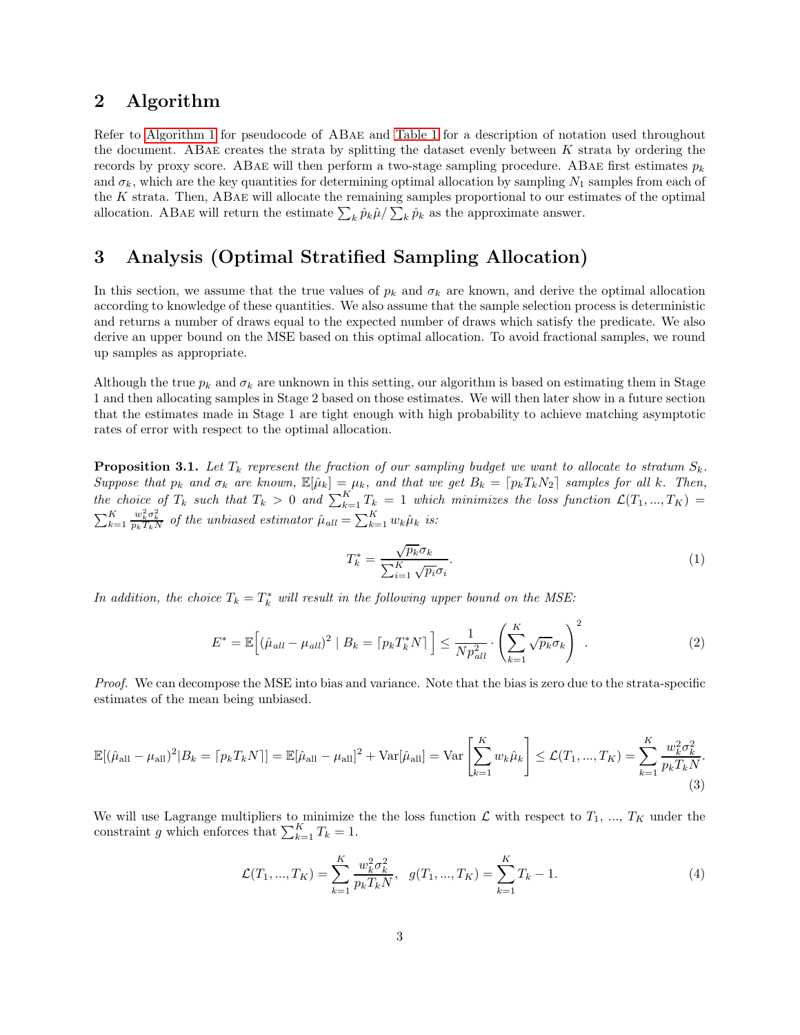## 2 Algorithm

Refer to Algorithm 1 for pseudocode of ABae and Table 1 for a description of notation used throughout the document. ABae creates the strata by splitting the dataset evenly between $K$ strata by ordering the records by proxy score. ABae will then perform a two-stage sampling procedure. ABae first estimates $p_k$ and $\sigma_k$, which are the key quantities for determining optimal allocation by sampling $N_1$ samples from each of the $K$ strata. Then, ABae will allocate the remaining samples proportional to our estimates of the optimal allocation. ABae will return the estimate $\sum_k \hat{p}_k \hat{\mu} / \sum_k \hat{p}_k$ as the approximate answer.

## 3 Analysis (Optimal Stratified Sampling Allocation)

In this section, we assume that the true values of $p_k$ and $\sigma_k$ are known, and derive the optimal allocation according to knowledge of these quantities. We also assume that the sample selection process is deterministic and returns a number of draws equal to the expected number of draws which satisfy the predicate. We also derive an upper bound on the MSE based on this optimal allocation. To avoid fractional samples, we round up samples as appropriate.

Although the true $p_k$ and $\sigma_k$ are unknown in this setting, our algorithm is based on estimating them in Stage 1 and then allocating samples in Stage 2 based on those estimates. We will then later show in a future section that the estimates made in Stage 1 are tight enough with high probability to achieve matching asymptotic rates of error with respect to the optimal allocation.

**Proposition 3.1.** *Let $T_k$ represent the fraction of our sampling budget we want to allocate to stratum $S_k$. Suppose that $p_k$ and $\sigma_k$ are known, $\mathbb{E}[\hat{\mu}_k] = \mu_k$, and that we get $B_k = \lceil p_k T_k N_2 \rceil$ samples for all $k$. Then, the choice of $T_k$ such that $T_k > 0$ and $\sum_{k=1}^{K} T_k = 1$ which minimizes the loss function $\mathcal{L}(T_1, ..., T_K) = \sum_{k=1}^{K} \frac{w_k^2 \sigma_k^2}{p_k T_k N}$ of the unbiased estimator $\hat{\mu}_{all} = \sum_{k=1}^{K} w_k \hat{\mu}_k$ is:*

$$T_k^* = \frac{\sqrt{p_k}\sigma_k}{\sum_{i=1}^{K} \sqrt{p_i}\sigma_i}. \tag{1}$$

*In addition, the choice $T_k = T_k^*$ will result in the following upper bound on the MSE:*

$$E^* = \mathbb{E}\Big[(\hat{\mu}_{all} - \mu_{all})^2 \mid B_k = \lceil p_k T_k^* N \rceil\Big] \leq \frac{1}{N p_{all}^2} \cdot \left(\sum_{k=1}^{K} \sqrt{p_k}\sigma_k\right)^2. \tag{2}$$

*Proof.* We can decompose the MSE into bias and variance. Note that the bias is zero due to the strata-specific estimates of the mean being unbiased.

$$\mathbb{E}[(\hat{\mu}_{\text{all}} - \mu_{\text{all}})^2 | B_k = \lceil p_k T_k N \rceil] = \mathbb{E}[\hat{\mu}_{\text{all}} - \mu_{\text{all}}]^2 + \text{Var}[\hat{\mu}_{\text{all}}] = \text{Var}\left[\sum_{k=1}^{K} w_k \hat{\mu}_k\right] \leq \mathcal{L}(T_1, ..., T_K) = \sum_{k=1}^{K} \frac{w_k^2 \sigma_k^2}{p_k T_k N}. \tag{3}$$

We will use Lagrange multipliers to minimize the the loss function $\mathcal{L}$ with respect to $T_1$, ..., $T_K$ under the constraint $g$ which enforces that $\sum_{k=1}^{K} T_k = 1$.

$$\mathcal{L}(T_1, ..., T_K) = \sum_{k=1}^{K} \frac{w_k^2 \sigma_k^2}{p_k T_k N}, \quad g(T_1, ..., T_K) = \sum_{k=1}^{K} T_k - 1. \tag{4}$$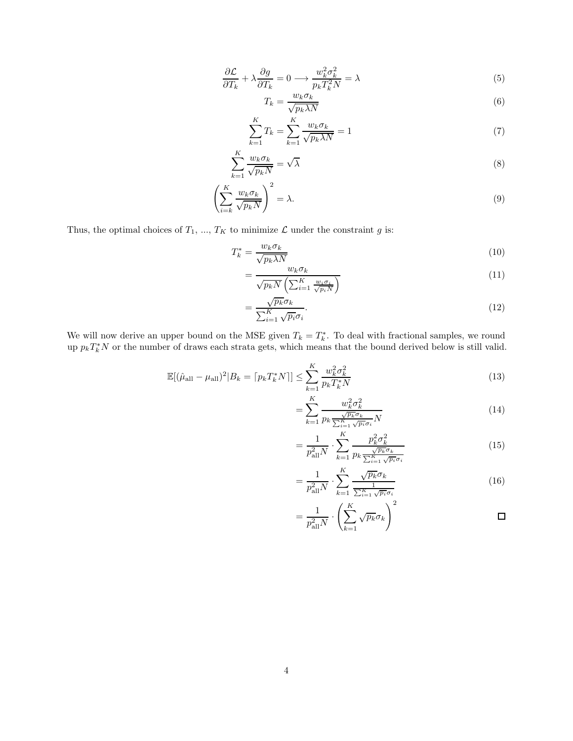$$\frac{\partial \mathcal{L}}{\partial T_k} + \lambda \frac{\partial g}{\partial T_k} = 0 \longrightarrow \frac{w_k^2 \sigma_k^2}{p_k T_k^2 N} = \lambda \tag{5}$$

$$T_k = \frac{w_k \sigma_k}{\sqrt{p_k \lambda N}} \tag{6}$$

$$\sum_{k=1}^{K} T_k = \sum_{k=1}^{K} \frac{w_k \sigma_k}{\sqrt{p_k \lambda N}} = 1 \tag{7}$$

$$\sum_{k=1}^{K} \frac{w_k \sigma_k}{\sqrt{p_k N}} = \sqrt{\lambda} \tag{8}$$

$$\left( \sum_{i=k}^{K} \frac{w_k \sigma_k}{\sqrt{p_k N}} \right)^2 = \lambda. \tag{9}$$

Thus, the optimal choices of $T_1$, ..., $T_K$ to minimize $\mathcal{L}$ under the constraint $g$ is:

$$T_k^* = \frac{w_k \sigma_k}{\sqrt{p_k \lambda N}} \tag{10}$$

$$= \frac{w_k \sigma_k}{\sqrt{p_k N} \left( \sum_{i=1}^{K} \frac{w_i \sigma_i}{\sqrt{p_i N}} \right)} \tag{11}$$

$$= \frac{\sqrt{p_k} \sigma_k}{\sum_{i=1}^{K} \sqrt{p_i} \sigma_i}. \tag{12}$$

We will now derive an upper bound on the MSE given $T_k = T_k^*$. To deal with fractional samples, we round up $p_k T_k^* N$ or the number of draws each strata gets, which means that the bound derived below is still valid.

$$\mathbb{E}[(\hat{\mu}_{\text{all}} - \mu_{\text{all}})^2 | B_k = \lceil p_k T_k^* N \rceil] \leq \sum_{k=1}^{K} \frac{w_k^2 \sigma_k^2}{p_k T_k^* N} \tag{13}$$

$$= \sum_{k=1}^{K} \frac{w_k^2 \sigma_k^2}{p_k \frac{\sqrt{p_k} \sigma_k}{\sum_{i=1}^{K} \sqrt{p_i} \sigma_i} N} \tag{14}$$

$$= \frac{1}{p_{\text{all}}^2 N} \cdot \sum_{k=1}^{K} \frac{p_k^2 \sigma_k^2}{p_k \frac{\sqrt{p_k} \sigma_k}{\sum_{i=1}^{K} \sqrt{p_i} \sigma_i}} \tag{15}$$

$$= \frac{1}{p_{\text{all}}^2 N} \cdot \sum_{k=1}^{K} \frac{\sqrt{p_k} \sigma_k}{\frac{1}{\sum_{i=1}^{K} \sqrt{p_i} \sigma_i}} \tag{16}$$

$$= \frac{1}{p_{\text{all}}^2 N} \cdot \left( \sum_{k=1}^{K} \sqrt{p_k} \sigma_k \right)^2 \qquad \square$$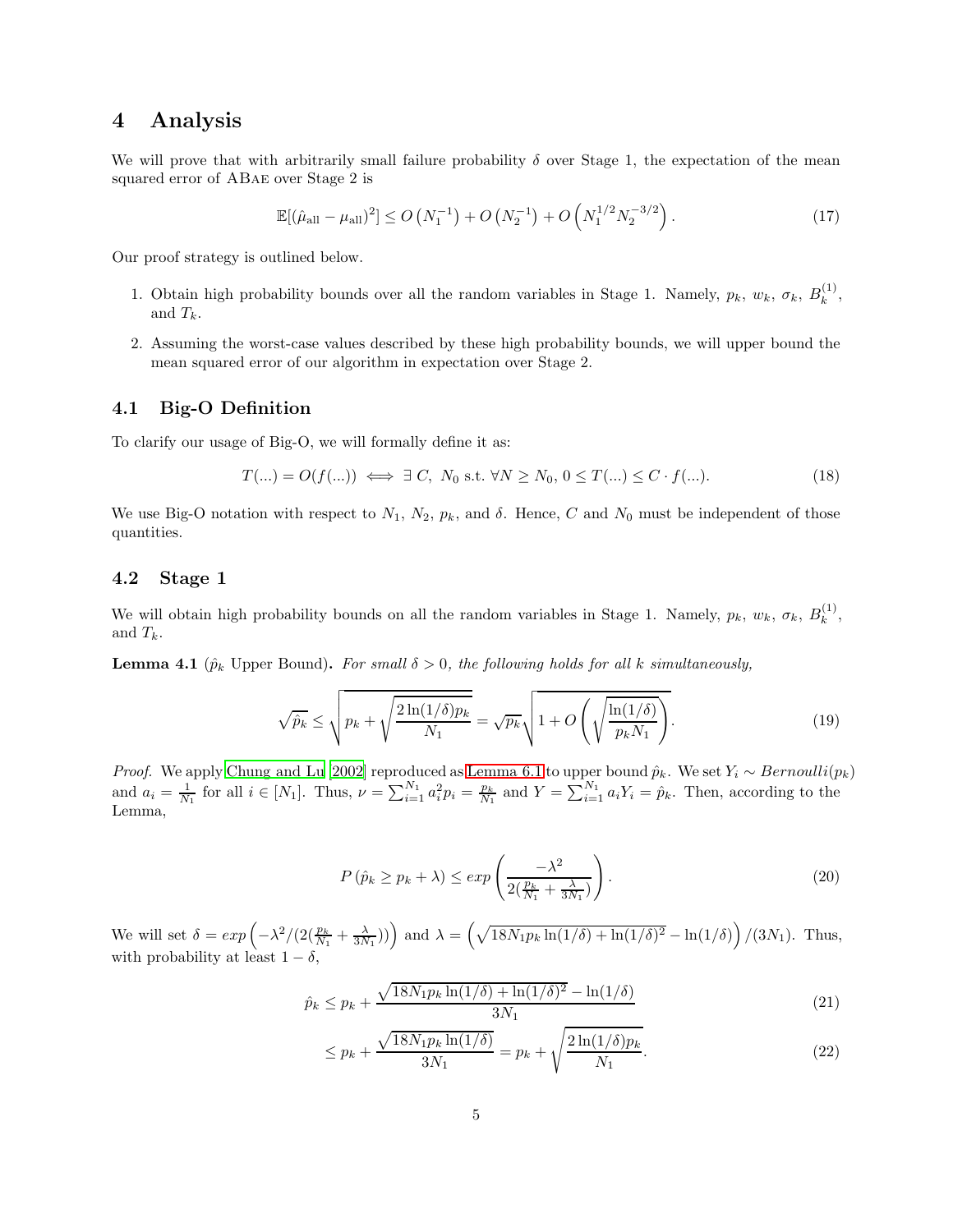# 4 Analysis

We will prove that with arbitrarily small failure probability $\delta$ over Stage 1, the expectation of the mean squared error of ABae over Stage 2 is

$$\mathbb{E}[(\hat{\mu}_{\text{all}} - \mu_{\text{all}})^2] \leq O\left(N_1^{-1}\right) + O\left(N_2^{-1}\right) + O\left(N_1^{1/2} N_2^{-3/2}\right). \tag{17}$$

Our proof strategy is outlined below.

1. Obtain high probability bounds over all the random variables in Stage 1. Namely, $p_k$, $w_k$, $\sigma_k$, $B_k^{(1)}$, and $T_k$.
2. Assuming the worst-case values described by these high probability bounds, we will upper bound the mean squared error of our algorithm in expectation over Stage 2.

## 4.1 Big-O Definition

To clarify our usage of Big-O, we will formally define it as:

$$T(...) = O(f(...)) \iff \exists\ C,\ N_0 \text{ s.t. } \forall N \geq N_0,\ 0 \leq T(...) \leq C \cdot f(...). \tag{18}$$

We use Big-O notation with respect to $N_1$, $N_2$, $p_k$, and $\delta$. Hence, $C$ and $N_0$ must be independent of those quantities.

## 4.2 Stage 1

We will obtain high probability bounds on all the random variables in Stage 1. Namely, $p_k$, $w_k$, $\sigma_k$, $B_k^{(1)}$, and $T_k$.

**Lemma 4.1** ($\hat{p}_k$ Upper Bound)**.** *For small $\delta > 0$, the following holds for all $k$ simultaneously,*

$$\sqrt{\hat{p}_k} \leq \sqrt{p_k + \sqrt{\frac{2\ln(1/\delta)p_k}{N_1}}} = \sqrt{p_k}\sqrt{1 + O\left(\sqrt{\frac{\ln(1/\delta)}{p_k N_1}}\right)}. \tag{19}$$

*Proof.* We apply Chung and Lu [2002] reproduced as Lemma 6.1 to upper bound $\hat{p}_k$. We set $Y_i \sim Bernoulli(p_k)$ and $a_i = \frac{1}{N_1}$ for all $i \in [N_1]$. Thus, $\nu = \sum_{i=1}^{N_1} a_i^2 p_i = \frac{p_k}{N_1}$ and $Y = \sum_{i=1}^{N_1} a_i Y_i = \hat{p}_k$. Then, according to the Lemma,

$$P\left(\hat{p}_k \geq p_k + \lambda\right) \leq exp\left(\frac{-\lambda^2}{2(\frac{p_k}{N_1} + \frac{\lambda}{3N_1})}\right). \tag{20}$$

We will set $\delta = exp\left(-\lambda^2/(2(\frac{p_k}{N_1} + \frac{\lambda}{3N_1}))\right)$ and $\lambda = \left(\sqrt{18N_1 p_k \ln(1/\delta) + \ln(1/\delta)^2} - \ln(1/\delta)\right)/(3N_1)$. Thus, with probability at least $1 - \delta$,

$$\hat{p}_k \leq p_k + \frac{\sqrt{18N_1 p_k \ln(1/\delta) + \ln(1/\delta)^2} - \ln(1/\delta)}{3N_1} \tag{21}$$

$$\leq p_k + \frac{\sqrt{18N_1 p_k \ln(1/\delta)}}{3N_1} = p_k + \sqrt{\frac{2\ln(1/\delta)p_k}{N_1}}. \tag{22}$$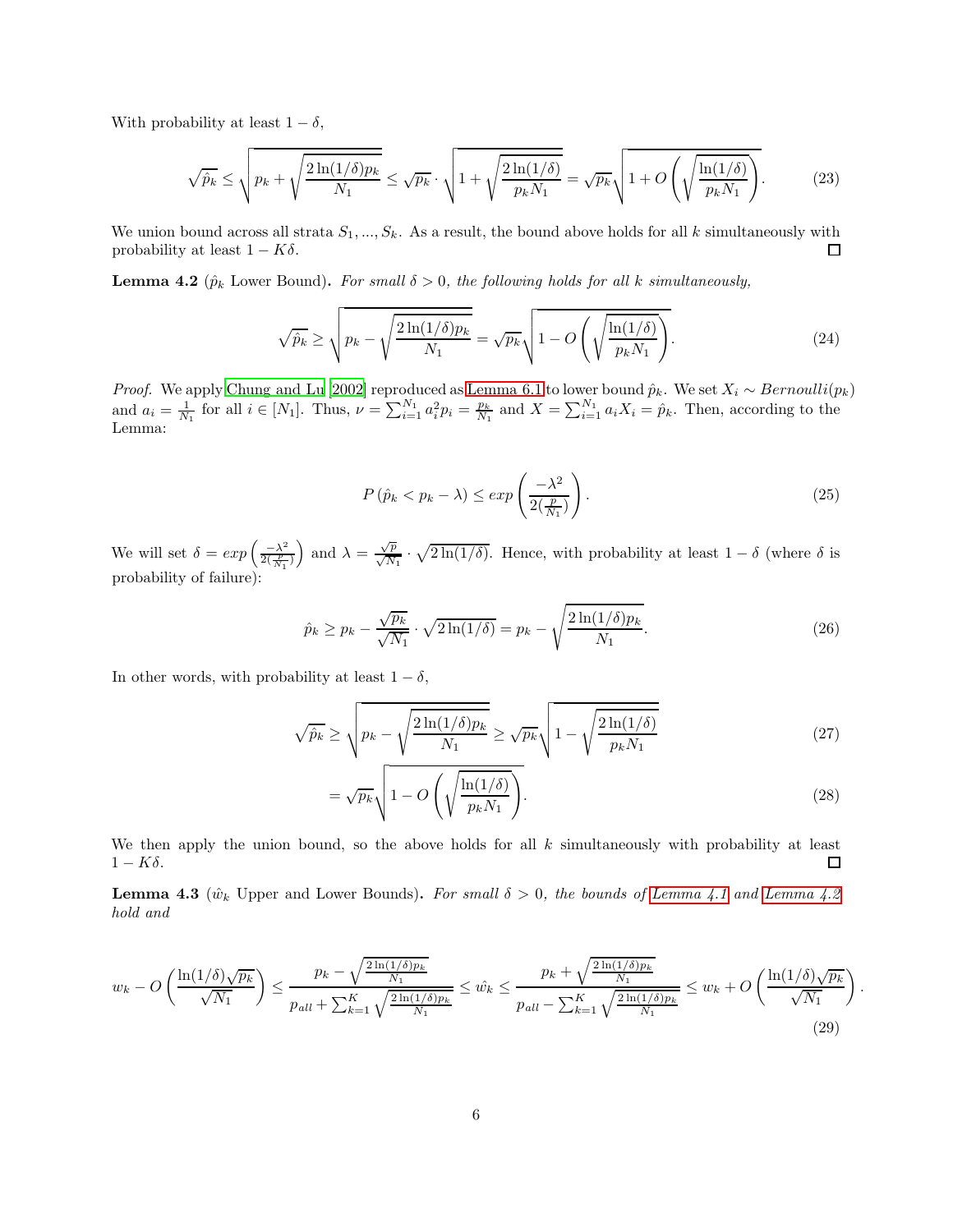With probability at least $1 - \delta$,

$$\sqrt{\hat{p}_k} \leq \sqrt{p_k + \sqrt{\frac{2\ln(1/\delta)p_k}{N_1}}} \leq \sqrt{p_k} \cdot \sqrt{1 + \sqrt{\frac{2\ln(1/\delta)}{p_k N_1}}} = \sqrt{p_k}\sqrt{1 + O\left(\sqrt{\frac{\ln(1/\delta)}{p_k N_1}}\right)}. \tag{23}$$

We union bound across all strata $S_1, ..., S_k$. As a result, the bound above holds for all $k$ simultaneously with probability at least $1 - K\delta$. □

**Lemma 4.2** ($\hat{p}_k$ Lower Bound)**.** *For small $\delta > 0$, the following holds for all $k$ simultaneously,*

$$\sqrt{\hat{p}_k} \geq \sqrt{p_k - \sqrt{\frac{2\ln(1/\delta)p_k}{N_1}}} = \sqrt{p_k}\sqrt{1 - O\left(\sqrt{\frac{\ln(1/\delta)}{p_k N_1}}\right)}. \tag{24}$$

*Proof.* We apply Chung and Lu [2002] reproduced as Lemma 6.1 to lower bound $\hat{p}_k$. We set $X_i \sim Bernoulli(p_k)$ and $a_i = \frac{1}{N_1}$ for all $i \in [N_1]$. Thus, $\nu = \sum_{i=1}^{N_1} a_i^2 p_i = \frac{p_k}{N_1}$ and $X = \sum_{i=1}^{N_1} a_i X_i = \hat{p}_k$. Then, according to the Lemma:

$$P\left(\hat{p}_k < p_k - \lambda\right) \leq exp\left(\frac{-\lambda^2}{2(\frac{p}{N_1})}\right). \tag{25}$$

We will set $\delta = exp\left(\frac{-\lambda^2}{2(\frac{p}{N_1})}\right)$ and $\lambda = \frac{\sqrt{p}}{\sqrt{N_1}} \cdot \sqrt{2\ln(1/\delta)}$. Hence, with probability at least $1 - \delta$ (where $\delta$ is probability of failure):

$$\hat{p}_k \geq p_k - \frac{\sqrt{p_k}}{\sqrt{N_1}} \cdot \sqrt{2\ln(1/\delta)} = p_k - \sqrt{\frac{2\ln(1/\delta)p_k}{N_1}}. \tag{26}$$

In other words, with probability at least $1 - \delta$,

$$\sqrt{\hat{p}_k} \geq \sqrt{p_k - \sqrt{\frac{2\ln(1/\delta)p_k}{N_1}}} \geq \sqrt{p_k}\sqrt{1 - \sqrt{\frac{2\ln(1/\delta)}{p_k N_1}}} \tag{27}$$

$$= \sqrt{p_k}\sqrt{1 - O\left(\sqrt{\frac{\ln(1/\delta)}{p_k N_1}}\right)}. \tag{28}$$

We then apply the union bound, so the above holds for all $k$ simultaneously with probability at least $1 - K\delta$. □

**Lemma 4.3** ($\hat{w}_k$ Upper and Lower Bounds)**.** *For small $\delta > 0$, the bounds of Lemma 4.1 and Lemma 4.2 hold and*

$$w_k - O\left(\frac{\ln(1/\delta)\sqrt{p_k}}{\sqrt{N_1}}\right) \leq \frac{p_k - \sqrt{\frac{2\ln(1/\delta)p_k}{N_1}}}{p_{all} + \sum_{k=1}^{K}\sqrt{\frac{2\ln(1/\delta)p_k}{N_1}}} \leq \hat{w}_k \leq \frac{p_k + \sqrt{\frac{2\ln(1/\delta)p_k}{N_1}}}{p_{all} - \sum_{k=1}^{K}\sqrt{\frac{2\ln(1/\delta)p_k}{N_1}}} \leq w_k + O\left(\frac{\ln(1/\delta)\sqrt{p_k}}{\sqrt{N_1}}\right). \tag{29}$$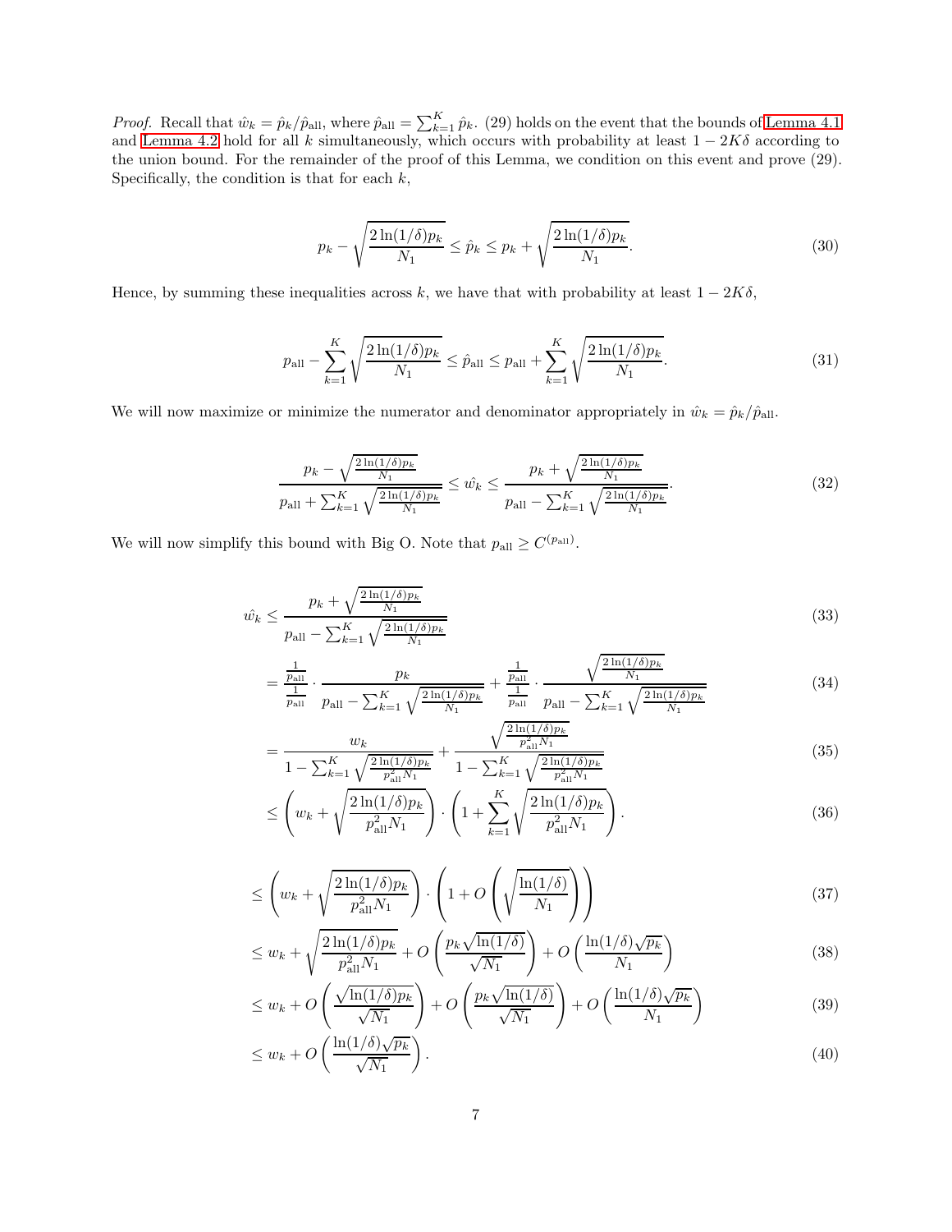*Proof.* Recall that $\hat{w}_k = \hat{p}_k / \hat{p}_{\text{all}}$, where $\hat{p}_{\text{all}} = \sum_{k=1}^{K} \hat{p}_k$. (29) holds on the event that the bounds of Lemma 4.1 and Lemma 4.2 hold for all $k$ simultaneously, which occurs with probability at least $1 - 2K\delta$ according to the union bound. For the remainder of the proof of this Lemma, we condition on this event and prove (29). Specifically, the condition is that for each $k$,

$$p_k - \sqrt{\frac{2\ln(1/\delta)p_k}{N_1}} \leq \hat{p}_k \leq p_k + \sqrt{\frac{2\ln(1/\delta)p_k}{N_1}}. \tag{30}$$

Hence, by summing these inequalities across $k$, we have that with probability at least $1 - 2K\delta$,

$$p_{\text{all}} - \sum_{k=1}^{K} \sqrt{\frac{2\ln(1/\delta)p_k}{N_1}} \leq \hat{p}_{\text{all}} \leq p_{\text{all}} + \sum_{k=1}^{K} \sqrt{\frac{2\ln(1/\delta)p_k}{N_1}}. \tag{31}$$

We will now maximize or minimize the numerator and denominator appropriately in $\hat{w}_k = \hat{p}_k / \hat{p}_{\text{all}}$.

$$\frac{p_k - \sqrt{\frac{2\ln(1/\delta)p_k}{N_1}}}{p_{\text{all}} + \sum_{k=1}^{K} \sqrt{\frac{2\ln(1/\delta)p_k}{N_1}}} \leq \hat{w}_k \leq \frac{p_k + \sqrt{\frac{2\ln(1/\delta)p_k}{N_1}}}{p_{\text{all}} - \sum_{k=1}^{K} \sqrt{\frac{2\ln(1/\delta)p_k}{N_1}}}. \tag{32}$$

We will now simplify this bound with Big O. Note that $p_{\text{all}} \geq C^{(p_{\text{all}})}$.

$$\hat{w}_k \leq \frac{p_k + \sqrt{\frac{2\ln(1/\delta)p_k}{N_1}}}{p_{\text{all}} - \sum_{k=1}^{K} \sqrt{\frac{2\ln(1/\delta)p_k}{N_1}}} \tag{33}$$

$$= \frac{\frac{1}{p_{\text{all}}}}{\frac{1}{p_{\text{all}}}} \cdot \frac{p_k}{p_{\text{all}} - \sum_{k=1}^{K} \sqrt{\frac{2\ln(1/\delta)p_k}{N_1}}} + \frac{\frac{1}{p_{\text{all}}}}{\frac{1}{p_{\text{all}}}} \cdot \frac{\sqrt{\frac{2\ln(1/\delta)p_k}{N_1}}}{p_{\text{all}} - \sum_{k=1}^{K} \sqrt{\frac{2\ln(1/\delta)p_k}{N_1}}} \tag{34}$$

$$= \frac{w_k}{1 - \sum_{k=1}^{K} \sqrt{\frac{2\ln(1/\delta)p_k}{p_{\text{all}}^2 N_1}}} + \frac{\sqrt{\frac{2\ln(1/\delta)p_k}{p_{\text{all}}^2 N_1}}}{1 - \sum_{k=1}^{K} \sqrt{\frac{2\ln(1/\delta)p_k}{p_{\text{all}}^2 N_1}}} \tag{35}$$

$$\leq \left( w_k + \sqrt{\frac{2\ln(1/\delta)p_k}{p_{\text{all}}^2 N_1}} \right) \cdot \left( 1 + \sum_{k=1}^{K} \sqrt{\frac{2\ln(1/\delta)p_k}{p_{\text{all}}^2 N_1}} \right). \tag{36}$$

$$\leq \left( w_k + \sqrt{\frac{2\ln(1/\delta)p_k}{p_{\text{all}}^2 N_1}} \right) \cdot \left( 1 + O\left( \sqrt{\frac{\ln(1/\delta)}{N_1}} \right) \right) \tag{37}$$

$$\leq w_k + \sqrt{\frac{2\ln(1/\delta)p_k}{p_{\text{all}}^2 N_1}} + O\left( \frac{p_k \sqrt{\ln(1/\delta)}}{\sqrt{N_1}} \right) + O\left( \frac{\ln(1/\delta)\sqrt{p_k}}{N_1} \right) \tag{38}$$

$$\leq w_k + O\left( \frac{\sqrt{\ln(1/\delta)p_k}}{\sqrt{N_1}} \right) + O\left( \frac{p_k \sqrt{\ln(1/\delta)}}{\sqrt{N_1}} \right) + O\left( \frac{\ln(1/\delta)\sqrt{p_k}}{N_1} \right) \tag{39}$$

$$\leq w_k + O\left( \frac{\ln(1/\delta)\sqrt{p_k}}{\sqrt{N_1}} \right). \tag{40}$$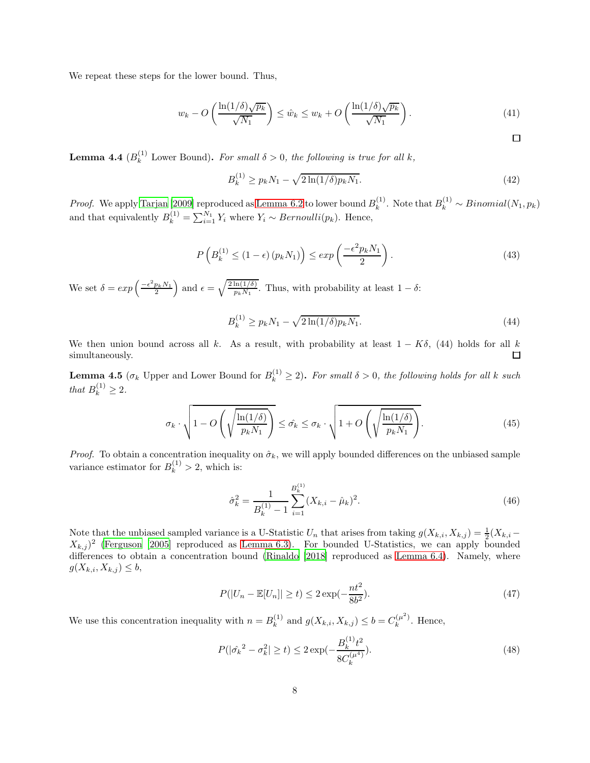We repeat these steps for the lower bound. Thus,

$$w_k - O\left(\frac{\ln(1/\delta)\sqrt{p_k}}{\sqrt{N_1}}\right) \leq \hat{w}_k \leq w_k + O\left(\frac{\ln(1/\delta)\sqrt{p_k}}{\sqrt{N_1}}\right). \tag{41}$$

□

**Lemma 4.4** ($B_k^{(1)}$ Lower Bound)**.** *For small $\delta > 0$, the following is true for all $k$,*

$$B_k^{(1)} \geq p_k N_1 - \sqrt{2\ln(1/\delta) p_k N_1}. \tag{42}$$

*Proof.* We apply Tarjan [2009] reproduced as Lemma 6.2 to lower bound $B_k^{(1)}$. Note that $B_k^{(1)} \sim Binomial(N_1, p_k)$ and that equivalently $B_k^{(1)} = \sum_{i=1}^{N_1} Y_i$ where $Y_i \sim Bernoulli(p_k)$. Hence,

$$P\left(B_k^{(1)} \leq (1-\epsilon)(p_k N_1)\right) \leq exp\left(\frac{-\epsilon^2 p_k N_1}{2}\right). \tag{43}$$

We set $\delta = exp\left(\frac{-\epsilon^2 p_k N_1}{2}\right)$ and $\epsilon = \sqrt{\frac{2\ln(1/\delta)}{p_k N_1}}$. Thus, with probability at least $1-\delta$:

$$B_k^{(1)} \geq p_k N_1 - \sqrt{2\ln(1/\delta) p_k N_1}. \tag{44}$$

We then union bound across all $k$. As a result, with probability at least $1 - K\delta$, (44) holds for all $k$ simultaneously. □

**Lemma 4.5** ($\sigma_k$ Upper and Lower Bound for $B_k^{(1)} \geq 2$)**.** *For small $\delta > 0$, the following holds for all $k$ such that $B_k^{(1)} \geq 2$.*

$$\sigma_k \cdot \sqrt{1 - O\left(\sqrt{\frac{\ln(1/\delta)}{p_k N_1}}\right)} \leq \hat{\sigma_k} \leq \sigma_k \cdot \sqrt{1 + O\left(\sqrt{\frac{\ln(1/\delta)}{p_k N_1}}\right)}. \tag{45}$$

*Proof.* To obtain a concentration inequality on $\hat{\sigma}_k$, we will apply bounded differences on the unbiased sample variance estimator for $B_k^{(1)} > 2$, which is:

$$\hat{\sigma}_k^2 = \frac{1}{B_k^{(1)} - 1} \sum_{i=1}^{B_k^{(1)}} (X_{k,i} - \hat{\mu}_k)^2. \tag{46}$$

Note that the unbiased sampled variance is a U-Statistic $U_n$ that arises from taking $g(X_{k,i}, X_{k,j}) = \frac{1}{2}(X_{k,i} - X_{k,j})^2$ (Ferguson [2005] reproduced as Lemma 6.3). For bounded U-Statistics, we can apply bounded differences to obtain a concentration bound (Rinaldo [2018] reproduced as Lemma 6.4). Namely, where $g(X_{k,i}, X_{k,j}) \leq b$,

$$P(|U_n - \mathbb{E}[U_n]| \geq t) \leq 2\exp(-\frac{nt^2}{8b^2}). \tag{47}$$

We use this concentration inequality with $n = B_k^{(1)}$ and $g(X_{k,i}, X_{k,j}) \leq b = C_k^{(\mu^2)}$. Hence,

$$P(|\hat{\sigma_k}^2 - \sigma_k^2| \geq t) \leq 2\exp(-\frac{B_k^{(1)} t^2}{8C_k^{(\mu^4)}}). \tag{48}$$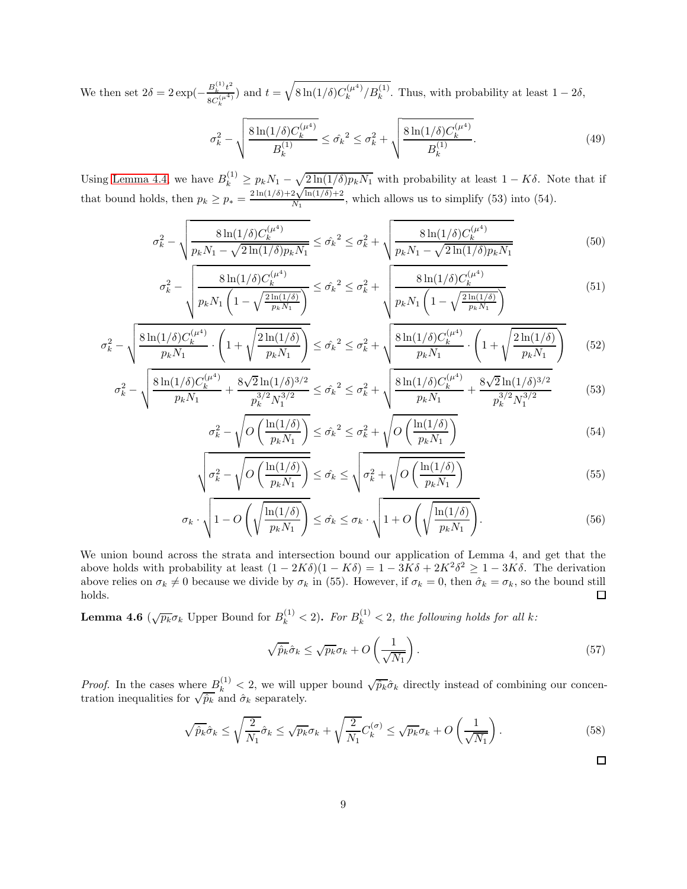We then set $2\delta = 2\exp(-\frac{B_k^{(1)} t^2}{8C_k^{(\mu^4)}})$ and $t = \sqrt{8\ln(1/\delta)C_k^{(\mu^4)}/B_k^{(1)}}$. Thus, with probability at least $1-2\delta$,

$$\sigma_k^2 - \sqrt{\frac{8\ln(1/\delta)C_k^{(\mu^4)}}{B_k^{(1)}}} \leq \hat{\sigma_k}^2 \leq \sigma_k^2 + \sqrt{\frac{8\ln(1/\delta)C_k^{(\mu^4)}}{B_k^{(1)}}}. \tag{49}$$

Using Lemma 4.4, we have $B_k^{(1)} \geq p_k N_1 - \sqrt{2\ln(1/\delta)p_k N_1}$ with probability at least $1-K\delta$. Note that if that bound holds, then $p_k \geq p_* = \frac{2\ln(1/\delta)+2\sqrt{\ln(1/\delta)+2}}{N_1}$, which allows us to simplify (53) into (54).

$$\sigma_k^2 - \sqrt{\frac{8\ln(1/\delta)C_k^{(\mu^4)}}{p_k N_1 - \sqrt{2\ln(1/\delta)p_k N_1}}} \leq \hat{\sigma_k}^2 \leq \sigma_k^2 + \sqrt{\frac{8\ln(1/\delta)C_k^{(\mu^4)}}{p_k N_1 - \sqrt{2\ln(1/\delta)p_k N_1}}} \tag{50}$$

$$\sigma_k^2 - \sqrt{\frac{8\ln(1/\delta)C_k^{(\mu^4)}}{p_k N_1 \left(1 - \sqrt{\frac{2\ln(1/\delta)}{p_k N_1}}\right)}} \leq \hat{\sigma_k}^2 \leq \sigma_k^2 + \sqrt{\frac{8\ln(1/\delta)C_k^{(\mu^4)}}{p_k N_1 \left(1 - \sqrt{\frac{2\ln(1/\delta)}{p_k N_1}}\right)}} \tag{51}$$

$$\sigma_k^2 - \sqrt{\frac{8\ln(1/\delta)C_k^{(\mu^4)}}{p_k N_1} \cdot \left(1 + \sqrt{\frac{2\ln(1/\delta)}{p_k N_1}}\right)} \leq \hat{\sigma_k}^2 \leq \sigma_k^2 + \sqrt{\frac{8\ln(1/\delta)C_k^{(\mu^4)}}{p_k N_1} \cdot \left(1 + \sqrt{\frac{2\ln(1/\delta)}{p_k N_1}}\right)} \tag{52}$$

$$\sigma_k^2 - \sqrt{\frac{8\ln(1/\delta)C_k^{(\mu^4)}}{p_k N_1} + \frac{8\sqrt{2}\ln(1/\delta)^{3/2}}{p_k^{3/2} N_1^{3/2}}} \leq \hat{\sigma_k}^2 \leq \sigma_k^2 + \sqrt{\frac{8\ln(1/\delta)C_k^{(\mu^4)}}{p_k N_1} + \frac{8\sqrt{2}\ln(1/\delta)^{3/2}}{p_k^{3/2} N_1^{3/2}}} \tag{53}$$

$$\sigma_k^2 - \sqrt{O\left(\frac{\ln(1/\delta)}{p_k N_1}\right)} \leq \hat{\sigma_k}^2 \leq \sigma_k^2 + \sqrt{O\left(\frac{\ln(1/\delta)}{p_k N_1}\right)} \tag{54}$$

$$\sqrt{\sigma_k^2 - \sqrt{O\left(\frac{\ln(1/\delta)}{p_k N_1}\right)}} \leq \hat{\sigma}_k \leq \sqrt{\sigma_k^2 + \sqrt{O\left(\frac{\ln(1/\delta)}{p_k N_1}\right)}} \tag{55}$$

$$\sigma_k \cdot \sqrt{1 - O\left(\sqrt{\frac{\ln(1/\delta)}{p_k N_1}}\right)} \leq \hat{\sigma_k} \leq \sigma_k \cdot \sqrt{1 + O\left(\sqrt{\frac{\ln(1/\delta)}{p_k N_1}}\right)}. \tag{56}$$

We union bound across the strata and intersection bound our application of Lemma 4, and get that the above holds with probability at least $(1-2K\delta)(1-K\delta) = 1 - 3K\delta + 2K^2\delta^2 \geq 1 - 3K\delta$. The derivation above relies on $\sigma_k \neq 0$ because we divide by $\sigma_k$ in (55). However, if $\sigma_k = 0$, then $\hat{\sigma}_k = \sigma_k$, so the bound still holds. ☐

**Lemma 4.6** ($\sqrt{p_k}\sigma_k$ Upper Bound for $B_k^{(1)} < 2$)**.** *For $B_k^{(1)} < 2$, the following holds for all $k$:*

$$\sqrt{\hat{p}_k}\hat{\sigma}_k \leq \sqrt{p_k}\sigma_k + O\left(\frac{1}{\sqrt{N_1}}\right). \tag{57}$$

*Proof.* In the cases where $B_k^{(1)} < 2$, we will upper bound $\sqrt{\hat{p}_k}\hat{\sigma}_k$ directly instead of combining our concentration inequalities for $\sqrt{\hat{p}_k}$ and $\hat{\sigma}_k$ separately.

$$\sqrt{\hat{p}_k}\hat{\sigma}_k \leq \sqrt{\frac{2}{N_1}}\hat{\sigma}_k \leq \sqrt{p_k}\sigma_k + \sqrt{\frac{2}{N_1}}C_k^{(\sigma)} \leq \sqrt{p_k}\sigma_k + O\left(\frac{1}{\sqrt{N_1}}\right). \tag{58}$$

☐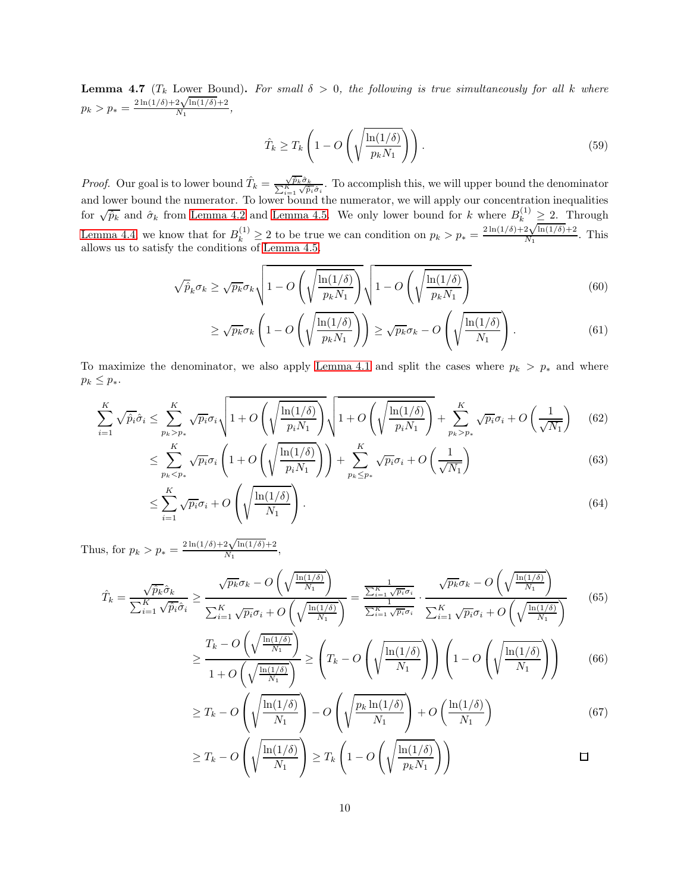**Lemma 4.7** ($T_k$ Lower Bound)**.** *For small $\delta > 0$, the following is true simultaneously for all $k$ where $p_k > p_* = \frac{2\ln(1/\delta)+2\sqrt{\ln(1/\delta)}+2}{N_1}$,*

$$\hat{T}_k \geq T_k \left(1 - O\left(\sqrt{\frac{\ln(1/\delta)}{p_k N_1}}\right)\right). \tag{59}$$

*Proof.* Our goal is to lower bound $\hat{T}_k = \frac{\sqrt{\hat{p}_k}\hat{\sigma}_k}{\sum_{i=1}^K \sqrt{\hat{p}_i}\hat{\sigma}_i}$. To accomplish this, we will upper bound the denominator and lower bound the numerator. To lower bound the numerator, we will apply our concentration inequalities for $\sqrt{\hat{p}_k}$ and $\hat{\sigma}_k$ from Lemma 4.2 and Lemma 4.5. We only lower bound for $k$ where $B_k^{(1)} \geq 2$. Through Lemma 4.4 we know that for $B_k^{(1)} \geq 2$ to be true we can condition on $p_k > p_* = \frac{2\ln(1/\delta)+2\sqrt{\ln(1/\delta)}+2}{N_1}$. This allows us to satisfy the conditions of Lemma 4.5.

$$\sqrt{\hat{p}}_k \sigma_k \geq \sqrt{p_k}\sigma_k \sqrt{1 - O\left(\sqrt{\frac{\ln(1/\delta)}{p_k N_1}}\right)} \sqrt{1 - O\left(\sqrt{\frac{\ln(1/\delta)}{p_k N_1}}\right)} \tag{60}$$

$$\geq \sqrt{p_k}\sigma_k \left(1 - O\left(\sqrt{\frac{\ln(1/\delta)}{p_k N_1}}\right)\right) \geq \sqrt{p_k}\sigma_k - O\left(\sqrt{\frac{\ln(1/\delta)}{N_1}}\right). \tag{61}$$

To maximize the denominator, we also apply Lemma 4.1 and split the cases where $p_k > p_*$ and where $p_k \leq p_*$.

$$\sum_{i=1}^K \sqrt{\hat{p}_i}\hat{\sigma}_i \leq \sum_{p_k > p_*}^K \sqrt{p_i}\sigma_i \sqrt{1 + O\left(\sqrt{\frac{\ln(1/\delta)}{p_i N_1}}\right)} \sqrt{1 + O\left(\sqrt{\frac{\ln(1/\delta)}{p_i N_1}}\right)} + \sum_{p_k > p_*}^K \sqrt{p_i}\sigma_i + O\left(\frac{1}{\sqrt{N_1}}\right) \tag{62}$$

$$\leq \sum_{p_k < p_*}^K \sqrt{p_i}\sigma_i \left(1 + O\left(\sqrt{\frac{\ln(1/\delta)}{p_i N_1}}\right)\right) + \sum_{p_k \leq p_*}^K \sqrt{p_i}\sigma_i + O\left(\frac{1}{\sqrt{N_1}}\right) \tag{63}$$

$$\leq \sum_{i=1}^K \sqrt{p_i}\sigma_i + O\left(\sqrt{\frac{\ln(1/\delta)}{N_1}}\right). \tag{64}$$

Thus, for $p_k > p_* = \frac{2\ln(1/\delta)+2\sqrt{\ln(1/\delta)}+2}{N_1}$,

$$\hat{T}_k = \frac{\sqrt{\hat{p}_k}\hat{\sigma}_k}{\sum_{i=1}^K \sqrt{\hat{p}_i}\hat{\sigma}_i} \geq \frac{\sqrt{p_k}\sigma_k - O\left(\sqrt{\frac{\ln(1/\delta)}{N_1}}\right)}{\sum_{i=1}^K \sqrt{p_i}\sigma_i + O\left(\sqrt{\frac{\ln(1/\delta)}{N_1}}\right)} = \frac{\frac{1}{\sum_{i=1}^K \sqrt{p_i}\sigma_i}}{\frac{1}{\sum_{i=1}^K \sqrt{p_i}\sigma_i}} \cdot \frac{\sqrt{p_k}\sigma_k - O\left(\sqrt{\frac{\ln(1/\delta)}{N_1}}\right)}{\sum_{i=1}^K \sqrt{p_i}\sigma_i + O\left(\sqrt{\frac{\ln(1/\delta)}{N_1}}\right)} \tag{65}$$

$$\geq \frac{T_k - O\left(\sqrt{\frac{\ln(1/\delta)}{N_1}}\right)}{1 + O\left(\sqrt{\frac{\ln(1/\delta)}{N_1}}\right)} \geq \left(T_k - O\left(\sqrt{\frac{\ln(1/\delta)}{N_1}}\right)\right)\left(1 - O\left(\sqrt{\frac{\ln(1/\delta)}{N_1}}\right)\right) \tag{66}$$

$$\geq T_k - O\left(\sqrt{\frac{\ln(1/\delta)}{N_1}}\right) - O\left(\sqrt{\frac{p_k \ln(1/\delta)}{N_1}}\right) + O\left(\frac{\ln(1/\delta)}{N_1}\right) \tag{67}$$

$$\geq T_k - O\left(\sqrt{\frac{\ln(1/\delta)}{N_1}}\right) \geq T_k \left(1 - O\left(\sqrt{\frac{\ln(1/\delta)}{p_k N_1}}\right)\right)$$

□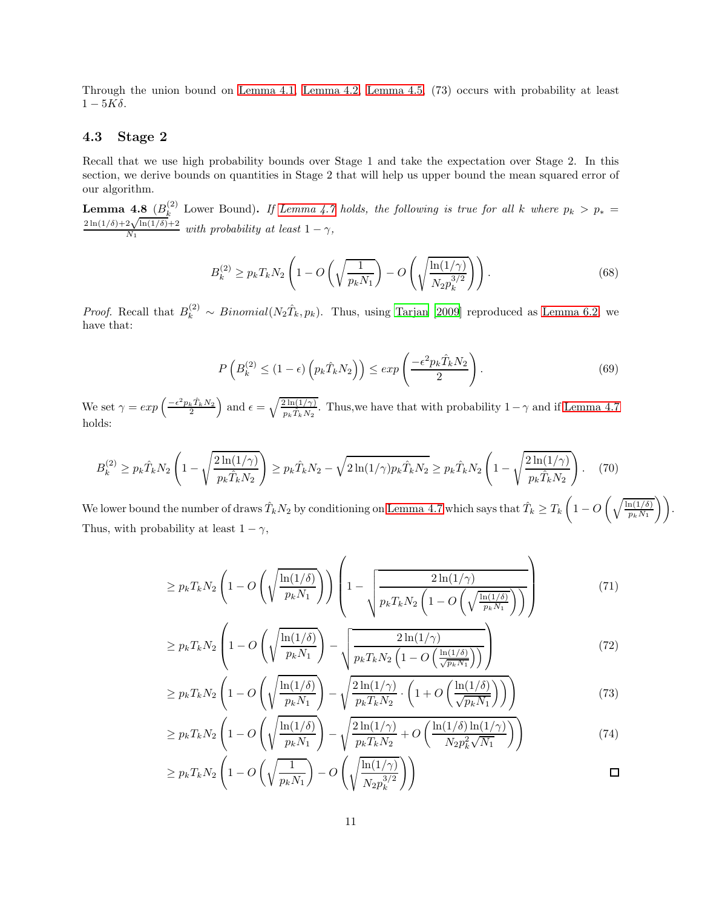Through the union bound on Lemma 4.1, Lemma 4.2, Lemma 4.5, (73) occurs with probability at least $1 - 5K\delta$.

## 4.3 Stage 2

Recall that we use high probability bounds over Stage 1 and take the expectation over Stage 2. In this section, we derive bounds on quantities in Stage 2 that will help us upper bound the mean squared error of our algorithm.

**Lemma 4.8** ($B_k^{(2)}$ Lower Bound). *If Lemma 4.7 holds, the following is true for all $k$ where $p_k > p_* = \frac{2\ln(1/\delta) + 2\sqrt{\ln(1/\delta)} + 2}{N_1}$ with probability at least $1 - \gamma$,*

$$B_k^{(2)} \geq p_k T_k N_2 \left(1 - O\left(\sqrt{\frac{1}{p_k N_1}}\right) - O\left(\sqrt{\frac{\ln(1/\gamma)}{N_2 p_k^{3/2}}}\right)\right). \tag{68}$$

*Proof.* Recall that $B_k^{(2)} \sim Binomial(N_2 \hat{T}_k, p_k)$. Thus, using Tarjan [2009] reproduced as Lemma 6.2, we have that:

$$P\left(B_k^{(2)} \leq (1-\epsilon)\left(p_k \hat{T}_k N_2\right)\right) \leq exp\left(\frac{-\epsilon^2 p_k \hat{T}_k N_2}{2}\right). \tag{69}$$

We set $\gamma = exp\left(\frac{-\epsilon^2 p_k \hat{T}_k N_2}{2}\right)$ and $\epsilon = \sqrt{\frac{2\ln(1/\gamma)}{p_k \hat{T}_k N_2}}$. Thus,we have that with probability $1 - \gamma$ and if Lemma 4.7 holds:

$$B_k^{(2)} \geq p_k \hat{T}_k N_2 \left(1 - \sqrt{\frac{2\ln(1/\gamma)}{p_k \hat{T}_k N_2}}\right) \geq p_k \hat{T}_k N_2 - \sqrt{2\ln(1/\gamma) p_k \hat{T}_k N_2} \geq p_k \hat{T}_k N_2 \left(1 - \sqrt{\frac{2\ln(1/\gamma)}{p_k \hat{T}_k N_2}}\right). \tag{70}$$

We lower bound the number of draws $\hat{T}_k N_2$ by conditioning on Lemma 4.7 which says that $\hat{T}_k \geq T_k \left(1 - O\left(\sqrt{\frac{\ln(1/\delta)}{p_k N_1}}\right)\right)$. Thus, with probability at least $1 - \gamma$,

$$\geq p_k T_k N_2 \left(1 - O\left(\sqrt{\frac{\ln(1/\delta)}{p_k N_1}}\right)\right)\left(1 - \sqrt{\frac{2\ln(1/\gamma)}{p_k T_k N_2 \left(1 - O\left(\sqrt{\frac{\ln(1/\delta)}{p_k N_1}}\right)\right)}}\right) \tag{71}$$

$$\geq p_k T_k N_2 \left(1 - O\left(\sqrt{\frac{\ln(1/\delta)}{p_k N_1}}\right) - \sqrt{\frac{2\ln(1/\gamma)}{p_k T_k N_2 \left(1 - O\left(\frac{\ln(1/\delta)}{\sqrt{p_k N_1}}\right)\right)}}\right) \tag{72}$$

$$\geq p_k T_k N_2 \left(1 - O\left(\sqrt{\frac{\ln(1/\delta)}{p_k N_1}}\right) - \sqrt{\frac{2\ln(1/\gamma)}{p_k T_k N_2} \cdot \left(1 + O\left(\frac{\ln(1/\delta)}{\sqrt{p_k N_1}}\right)\right)}\right) \tag{73}$$

$$\geq p_k T_k N_2 \left(1 - O\left(\sqrt{\frac{\ln(1/\delta)}{p_k N_1}}\right) - \sqrt{\frac{2\ln(1/\gamma)}{p_k T_k N_2} + O\left(\frac{\ln(1/\delta)\ln(1/\gamma)}{N_2 p_k^2 \sqrt{N_1}}\right)}\right) \tag{74}$$

$$\geq p_k T_k N_2 \left(1 - O\left(\sqrt{\frac{1}{p_k N_1}}\right) - O\left(\sqrt{\frac{\ln(1/\gamma)}{N_2 p_k^{3/2}}}\right)\right)$$

$\square$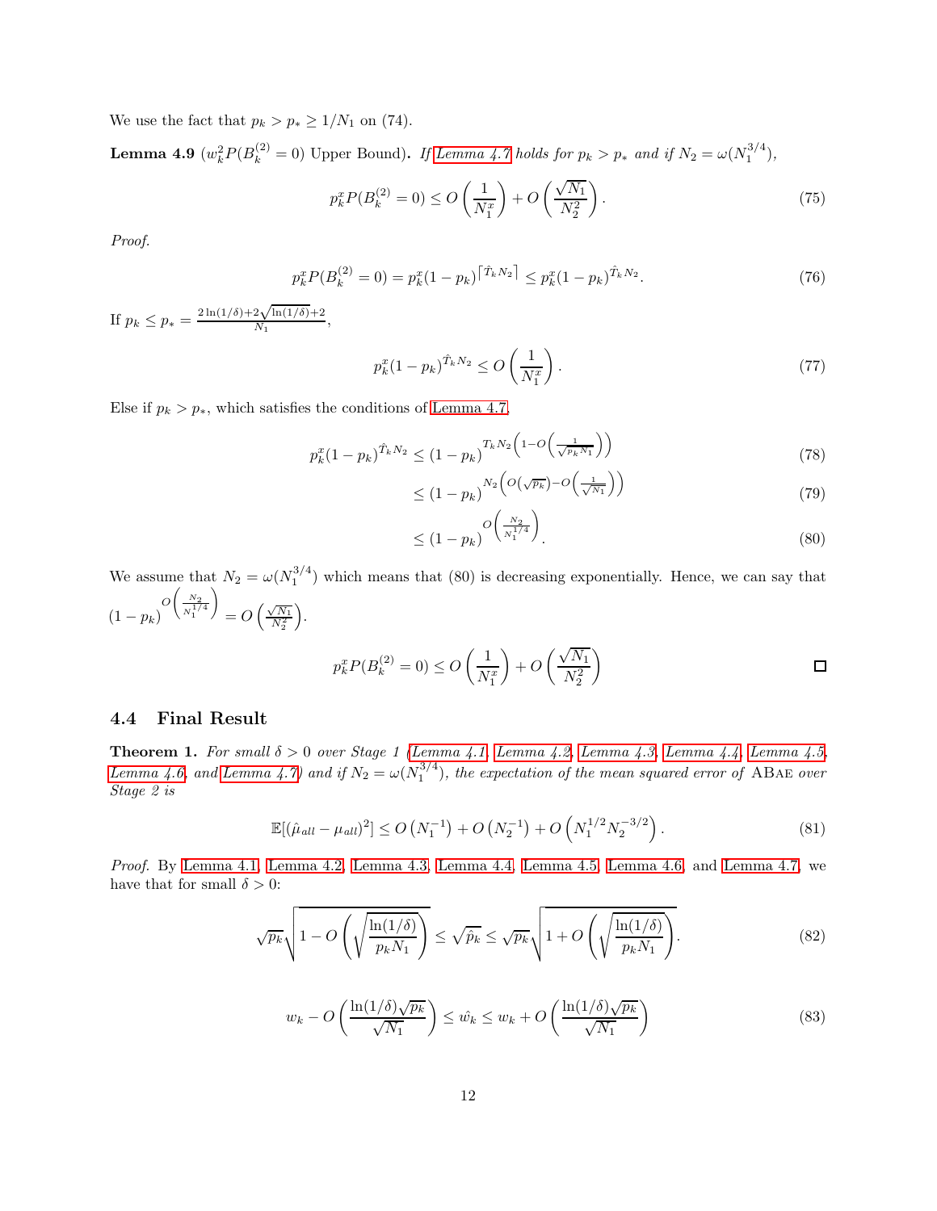We use the fact that $p_k > p_* \geq 1/N_1$ on (74).

**Lemma 4.9** ($w_k^2 P(B_k^{(2)} = 0)$ Upper Bound)**.** *If Lemma 4.7 holds for $p_k > p_*$ and if $N_2 = \omega(N_1^{3/4})$,*

$$p_k^x P(B_k^{(2)} = 0) \leq O\left(\frac{1}{N_1^x}\right) + O\left(\frac{\sqrt{N_1}}{N_2^2}\right). \tag{75}$$

*Proof.*

$$p_k^x P(B_k^{(2)} = 0) = p_k^x (1-p_k)^{\lceil \hat{T}_k N_2 \rceil} \leq p_k^x (1-p_k)^{\hat{T}_k N_2}. \tag{76}$$

If $p_k \leq p_* = \frac{2\ln(1/\delta) + 2\sqrt{\ln(1/\delta)} + 2}{N_1}$,

$$p_k^x (1-p_k)^{\hat{T}_k N_2} \leq O\left(\frac{1}{N_1^x}\right). \tag{77}$$

Else if $p_k > p_*$, which satisfies the conditions of Lemma 4.7,

$$p_k^x (1-p_k)^{\hat{T}_k N_2} \leq (1-p_k)^{T_k N_2 \left(1 - O\left(\frac{1}{\sqrt{p_k N_1}}\right)\right)} \tag{78}$$

$$\leq (1-p_k)^{N_2 \left(O(\sqrt{p_k}) - O\left(\frac{1}{\sqrt{N_1}}\right)\right)} \tag{79}$$

$$\leq (1-p_k)^{O\left(\frac{N_2}{N_1^{1/4}}\right)}. \tag{80}$$

We assume that $N_2 = \omega(N_1^{3/4})$ which means that (80) is decreasing exponentially. Hence, we can say that $(1-p_k)^{O\left(\frac{N_2}{N_1^{1/4}}\right)} = O\left(\frac{\sqrt{N_1}}{N_2^2}\right)$.

$$p_k^x P(B_k^{(2)} = 0) \leq O\left(\frac{1}{N_1^x}\right) + O\left(\frac{\sqrt{N_1}}{N_2^2}\right)$$

□

### 4.4 Final Result

**Theorem 1.** *For small $\delta > 0$ over Stage 1 (Lemma 4.1, Lemma 4.2, Lemma 4.3, Lemma 4.4, Lemma 4.5, Lemma 4.6, and Lemma 4.7) and if $N_2 = \omega(N_1^{3/4})$, the expectation of the mean squared error of* ABae *over Stage 2 is*

$$\mathbb{E}[(\hat{\mu}_{all} - \mu_{all})^2] \leq O\left(N_1^{-1}\right) + O\left(N_2^{-1}\right) + O\left(N_1^{1/2} N_2^{-3/2}\right). \tag{81}$$

*Proof.* By Lemma 4.1, Lemma 4.2, Lemma 4.3, Lemma 4.4, Lemma 4.5, Lemma 4.6, and Lemma 4.7, we have that for small $\delta > 0$:

$$\sqrt{p_k}\sqrt{1 - O\left(\sqrt{\frac{\ln(1/\delta)}{p_k N_1}}\right)} \leq \sqrt{\hat{p}_k} \leq \sqrt{p_k}\sqrt{1 + O\left(\sqrt{\frac{\ln(1/\delta)}{p_k N_1}}\right)}. \tag{82}$$

$$w_k - O\left(\frac{\ln(1/\delta)\sqrt{p_k}}{\sqrt{N_1}}\right) \leq \hat{w_k} \leq w_k + O\left(\frac{\ln(1/\delta)\sqrt{p_k}}{\sqrt{N_1}}\right) \tag{83}$$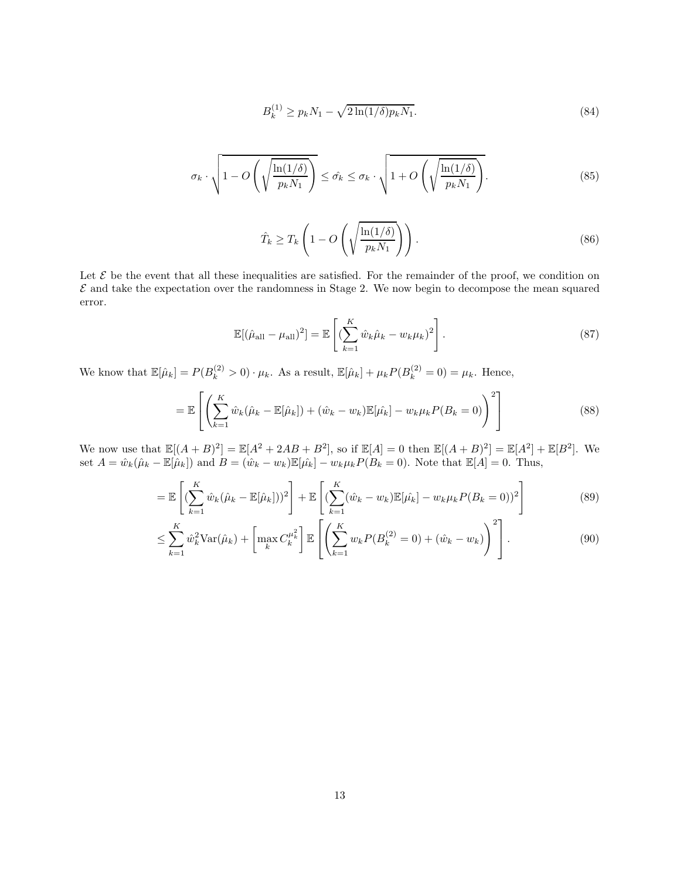$$B_k^{(1)} \geq p_k N_1 - \sqrt{2\ln(1/\delta) p_k N_1}. \tag{84}$$

$$\sigma_k \cdot \sqrt{1 - O\left(\sqrt{\frac{\ln(1/\delta)}{p_k N_1}}\right)} \leq \hat{\sigma_k} \leq \sigma_k \cdot \sqrt{1 + O\left(\sqrt{\frac{\ln(1/\delta)}{p_k N_1}}\right)}. \tag{85}$$

$$\hat{T}_k \geq T_k \left(1 - O\left(\sqrt{\frac{\ln(1/\delta)}{p_k N_1}}\right)\right). \tag{86}$$

Let $\mathcal{E}$ be the event that all these inequalities are satisfied. For the remainder of the proof, we condition on $\mathcal{E}$ and take the expectation over the randomness in Stage 2. We now begin to decompose the mean squared error.

$$\mathbb{E}[(\hat{\mu}_{\text{all}} - \mu_{\text{all}})^2] = \mathbb{E}\left[(\sum_{k=1}^{K} \hat{w}_k \hat{\mu}_k - w_k \mu_k)^2\right]. \tag{87}$$

We know that $\mathbb{E}[\hat{\mu}_k] = P(B_k^{(2)} > 0) \cdot \mu_k$. As a result, $\mathbb{E}[\hat{\mu}_k] + \mu_k P(B_k^{(2)} = 0) = \mu_k$. Hence,

$$= \mathbb{E}\left[\left(\sum_{k=1}^{K} \hat{w}_k(\hat{\mu}_k - \mathbb{E}[\hat{\mu}_k]) + (\hat{w}_k - w_k)\mathbb{E}[\hat{\mu_k}] - w_k \mu_k P(B_k = 0)\right)^2\right] \tag{88}$$

We now use that $\mathbb{E}[(A+B)^2] = \mathbb{E}[A^2 + 2AB + B^2]$, so if $\mathbb{E}[A] = 0$ then $\mathbb{E}[(A+B)^2] = \mathbb{E}[A^2] + \mathbb{E}[B^2]$. We set $A = \hat{w}_k(\hat{\mu}_k - \mathbb{E}[\hat{\mu}_k])$ and $B = (\hat{w}_k - w_k)\mathbb{E}[\hat{\mu_k}] - w_k \mu_k P(B_k = 0)$. Note that $\mathbb{E}[A] = 0$. Thus,

$$= \mathbb{E}\left[(\sum_{k=1}^{K} \hat{w}_k(\hat{\mu}_k - \mathbb{E}[\hat{\mu}_k]))^2\right] + \mathbb{E}\left[(\sum_{k=1}^{K} (\hat{w}_k - w_k)\mathbb{E}[\hat{\mu_k}] - w_k \mu_k P(B_k = 0))^2\right] \tag{89}$$

$$\leq \sum_{k=1}^{K} \hat{w}_k^2 \text{Var}(\hat{\mu}_k) + \left[\max_k C_k^{\mu_k^2}\right] \mathbb{E}\left[\left(\sum_{k=1}^{K} w_k P(B_k^{(2)} = 0) + (\hat{w}_k - w_k)\right)^2\right]. \tag{90}$$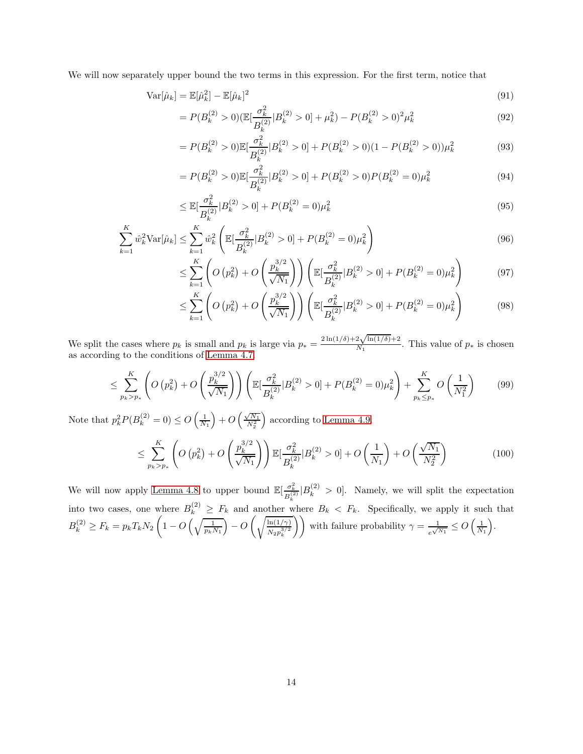We will now separately upper bound the two terms in this expression. For the first term, notice that

$$\mathrm{Var}[\hat{\mu}_k] = \mathbb{E}[\hat{\mu}_k^2] - \mathbb{E}[\hat{\mu}_k]^2 \tag{91}$$

$$= P(B_k^{(2)} > 0)(\mathbb{E}[\frac{\sigma_k^2}{B_k^{(2)}}|B_k^{(2)} > 0] + \mu_k^2) - P(B_k^{(2)} > 0)^2\mu_k^2 \tag{92}$$

$$= P(B_k^{(2)} > 0)\mathbb{E}[\frac{\sigma_k^2}{B_k^{(2)}}|B_k^{(2)} > 0] + P(B_k^{(2)} > 0)(1 - P(B_k^{(2)} > 0))\mu_k^2 \tag{93}$$

$$= P(B_k^{(2)} > 0)\mathbb{E}[\frac{\sigma_k^2}{B_k^{(2)}}|B_k^{(2)} > 0] + P(B_k^{(2)} > 0)P(B_k^{(2)} = 0)\mu_k^2 \tag{94}$$

$$\leq \mathbb{E}[\frac{\sigma_k^2}{B_k^{(2)}}|B_k^{(2)} > 0] + P(B_k^{(2)} = 0)\mu_k^2 \tag{95}$$

$$\sum_{k=1}^{K} \hat{w}_k^2 \mathrm{Var}[\hat{\mu}_k] \leq \sum_{k=1}^{K} \hat{w}_k^2 \left(\mathbb{E}[\frac{\sigma_k^2}{B_k^{(2)}}|B_k^{(2)} > 0] + P(B_k^{(2)} = 0)\mu_k^2\right) \tag{96}$$

$$\leq \sum_{k=1}^{K} \left(O\left(p_k^2\right) + O\left(\frac{p_k^{3/2}}{\sqrt{N_1}}\right)\right)\left(\mathbb{E}[\frac{\sigma_k^2}{B_k^{(2)}}|B_k^{(2)} > 0] + P(B_k^{(2)} = 0)\mu_k^2\right) \tag{97}$$

$$\leq \sum_{k=1}^{K} \left(O\left(p_k^2\right) + O\left(\frac{p_k^{3/2}}{\sqrt{N_1}}\right)\right)\left(\mathbb{E}[\frac{\sigma_k^2}{B_k^{(2)}}|B_k^{(2)} > 0] + P(B_k^{(2)} = 0)\mu_k^2\right) \tag{98}$$

We split the cases where $p_k$ is small and $p_k$ is large via $p_* = \frac{2\ln(1/\delta)+2\sqrt{\ln(1/\delta)}+2}{N_1}$. This value of $p_*$ is chosen as according to the conditions of Lemma 4.7.

$$\leq \sum_{p_k > p_*}^{K} \left(O\left(p_k^2\right) + O\left(\frac{p_k^{3/2}}{\sqrt{N_1}}\right)\right)\left(\mathbb{E}[\frac{\sigma_k^2}{B_k^{(2)}}|B_k^{(2)} > 0] + P(B_k^{(2)} = 0)\mu_k^2\right) + \sum_{p_k \leq p_*}^{K} O\left(\frac{1}{N_1^2}\right) \tag{99}$$

Note that $p_k^2 P(B_k^{(2)} = 0) \leq O\left(\frac{1}{N_1}\right) + O\left(\frac{\sqrt{N_1}}{N_2^2}\right)$ according to Lemma 4.9.

$$\leq \sum_{p_k > p_*}^{K} \left(O\left(p_k^2\right) + O\left(\frac{p_k^{3/2}}{\sqrt{N_1}}\right)\right)\mathbb{E}[\frac{\sigma_k^2}{B_k^{(2)}}|B_k^{(2)} > 0] + O\left(\frac{1}{N_1}\right) + O\left(\frac{\sqrt{N_1}}{N_2^2}\right) \tag{100}$$

We will now apply Lemma 4.8 to upper bound $\mathbb{E}[\frac{\sigma_k^2}{B_k^{(2)}}|B_k^{(2)} > 0]$. Namely, we will split the expectation into two cases, one where $B_k^{(2)} \geq F_k$ and another where $B_k < F_k$. Specifically, we apply it such that $B_k^{(2)} \geq F_k = p_k T_k N_2 \left(1 - O\left(\sqrt{\frac{1}{p_k N_1}}\right) - O\left(\sqrt{\frac{\ln(1/\gamma)}{N_2 p_k^{3/2}}}\right)\right)$ with failure probability $\gamma = \frac{1}{e^{\sqrt{N_1}}} \leq O\left(\frac{1}{N_1}\right)$.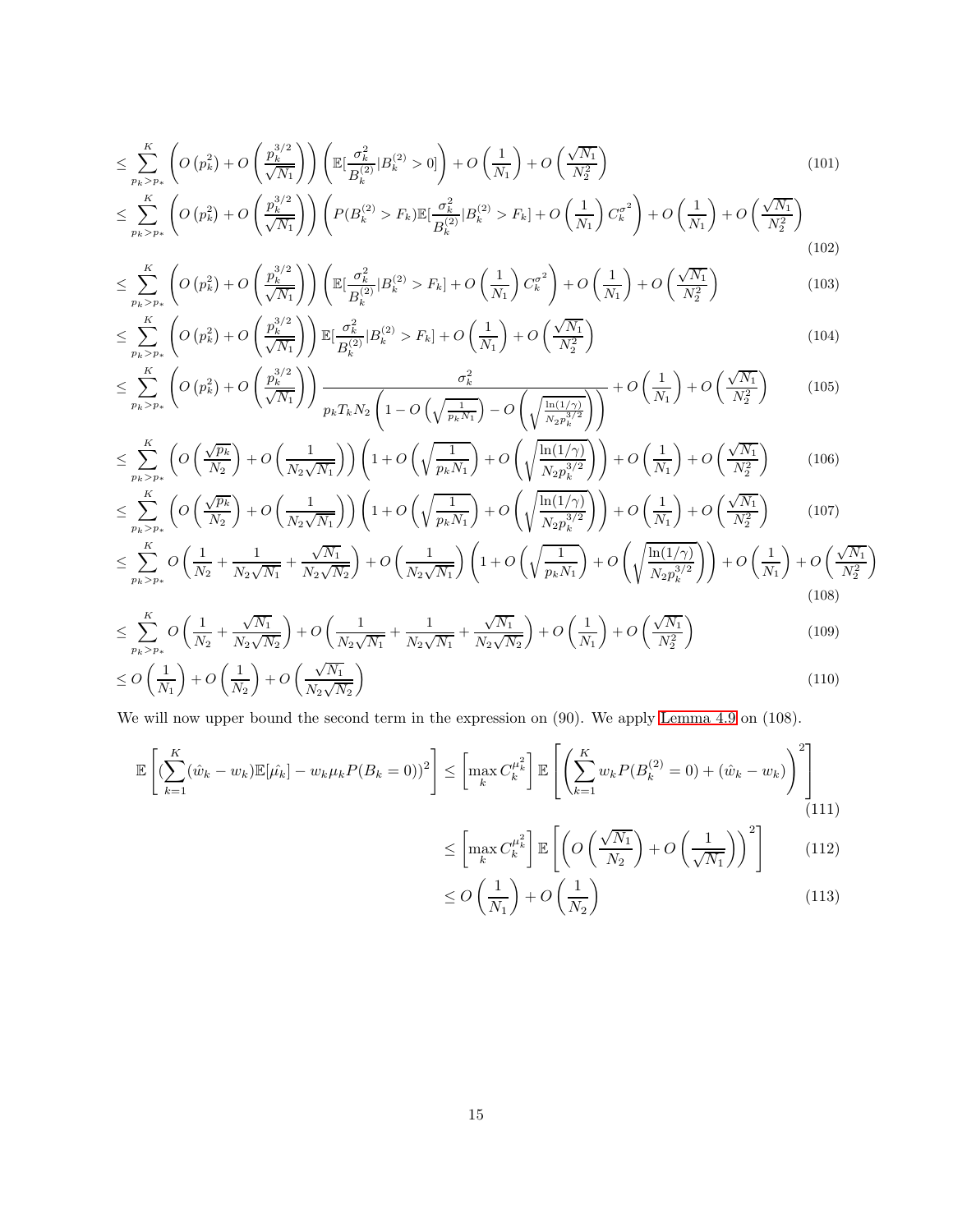$$\leq \sum_{p_k > p_*}^{K} \left( O\left(p_k^2\right) + O\left(\frac{p_k^{3/2}}{\sqrt{N_1}}\right) \right) \left( \mathbb{E}[\frac{\sigma_k^2}{B_k^{(2)}} | B_k^{(2)} > 0] \right) + O\left(\frac{1}{N_1}\right) + O\left(\frac{\sqrt{N_1}}{N_2^2}\right) \tag{101}$$

$$\leq \sum_{p_k > p_*}^{K} \left( O\left(p_k^2\right) + O\left(\frac{p_k^{3/2}}{\sqrt{N_1}}\right) \right) \left( P(B_k^{(2)} > F_k) \mathbb{E}[\frac{\sigma_k^2}{B_k^{(2)}} | B_k^{(2)} > F_k] + O\left(\frac{1}{N_1}\right) C_k^{\sigma^2} \right) + O\left(\frac{1}{N_1}\right) + O\left(\frac{\sqrt{N_1}}{N_2^2}\right) \tag{102}$$

$$\leq \sum_{p_k > p_*}^{K} \left( O\left(p_k^2\right) + O\left(\frac{p_k^{3/2}}{\sqrt{N_1}}\right) \right) \left( \mathbb{E}[\frac{\sigma_k^2}{B_k^{(2)}} | B_k^{(2)} > F_k] + O\left(\frac{1}{N_1}\right) C_k^{\sigma^2} \right) + O\left(\frac{1}{N_1}\right) + O\left(\frac{\sqrt{N_1}}{N_2^2}\right) \tag{103}$$

$$\leq \sum_{p_k > p_*}^{K} \left( O\left(p_k^2\right) + O\left(\frac{p_k^{3/2}}{\sqrt{N_1}}\right) \right) \mathbb{E}[\frac{\sigma_k^2}{B_k^{(2)}} | B_k^{(2)} > F_k] + O\left(\frac{1}{N_1}\right) + O\left(\frac{\sqrt{N_1}}{N_2^2}\right) \tag{104}$$

$$\leq \sum_{p_k > p_*}^{K} \left( O\left(p_k^2\right) + O\left(\frac{p_k^{3/2}}{\sqrt{N_1}}\right) \right) \frac{\sigma_k^2}{p_k T_k N_2 \left( 1 - O\left(\sqrt{\frac{1}{p_k N_1}}\right) - O\left(\sqrt{\frac{\ln(1/\gamma)}{N_2 p_k^{3/2}}}\right) \right)} + O\left(\frac{1}{N_1}\right) + O\left(\frac{\sqrt{N_1}}{N_2^2}\right) \tag{105}$$

$$\leq \sum_{p_k > p_*}^{K} \left( O\left(\frac{\sqrt{p_k}}{N_2}\right) + O\left(\frac{1}{N_2\sqrt{N_1}}\right) \right) \left( 1 + O\left(\sqrt{\frac{1}{p_k N_1}}\right) + O\left(\sqrt{\frac{\ln(1/\gamma)}{N_2 p_k^{3/2}}}\right) \right) + O\left(\frac{1}{N_1}\right) + O\left(\frac{\sqrt{N_1}}{N_2^2}\right) \tag{106}$$

$$\leq \sum_{p_k > p_*}^{K} \left( O\left(\frac{\sqrt{p_k}}{N_2}\right) + O\left(\frac{1}{N_2\sqrt{N_1}}\right) \right) \left( 1 + O\left(\sqrt{\frac{1}{p_k N_1}}\right) + O\left(\sqrt{\frac{\ln(1/\gamma)}{N_2 p_k^{3/2}}}\right) \right) + O\left(\frac{1}{N_1}\right) + O\left(\frac{\sqrt{N_1}}{N_2^2}\right) \tag{107}$$

$$\leq \sum_{p_k > p_*}^{K} O\left(\frac{1}{N_2} + \frac{1}{N_2\sqrt{N_1}} + \frac{\sqrt{N_1}}{N_2\sqrt{N_2}}\right) + O\left(\frac{1}{N_2\sqrt{N_1}}\right) \left( 1 + O\left(\sqrt{\frac{1}{p_k N_1}}\right) + O\left(\sqrt{\frac{\ln(1/\gamma)}{N_2 p_k^{3/2}}}\right) \right) + O\left(\frac{1}{N_1}\right) + O\left(\frac{\sqrt{N_1}}{N_2^2}\right) \tag{108}$$

$$\leq \sum_{p_k > p_*}^{K} O\left(\frac{1}{N_2} + \frac{\sqrt{N_1}}{N_2\sqrt{N_2}}\right) + O\left(\frac{1}{N_2\sqrt{N_1}} + \frac{1}{N_2\sqrt{N_1}} + \frac{\sqrt{N_1}}{N_2\sqrt{N_2}}\right) + O\left(\frac{1}{N_1}\right) + O\left(\frac{\sqrt{N_1}}{N_2^2}\right) \tag{109}$$

$$\leq O\left(\frac{1}{N_1}\right) + O\left(\frac{1}{N_2}\right) + O\left(\frac{\sqrt{N_1}}{N_2\sqrt{N_2}}\right) \tag{110}$$

We will now upper bound the second term in the expression on (90). We apply Lemma 4.9 on (108).

$$\mathbb{E}\left[ (\sum_{k=1}^{K} (\hat{w}_k - w_k)\mathbb{E}[\hat{\mu_k}] - w_k \mu_k P(B_k = 0))^2 \right] \leq \left[ \max_k C_k^{\mu_k^2} \right] \mathbb{E}\left[ \left( \sum_{k=1}^{K} w_k P(B_k^{(2)} = 0) + (\hat{w}_k - w_k) \right)^2 \right] \tag{111}$$

$$\leq \left[ \max_k C_k^{\mu_k^2} \right] \mathbb{E}\left[ \left( O\left(\frac{\sqrt{N_1}}{N_2}\right) + O\left(\frac{1}{\sqrt{N_1}}\right) \right)^2 \right] \tag{112}$$

$$\leq O\left(\frac{1}{N_1}\right) + O\left(\frac{1}{N_2}\right) \tag{113}$$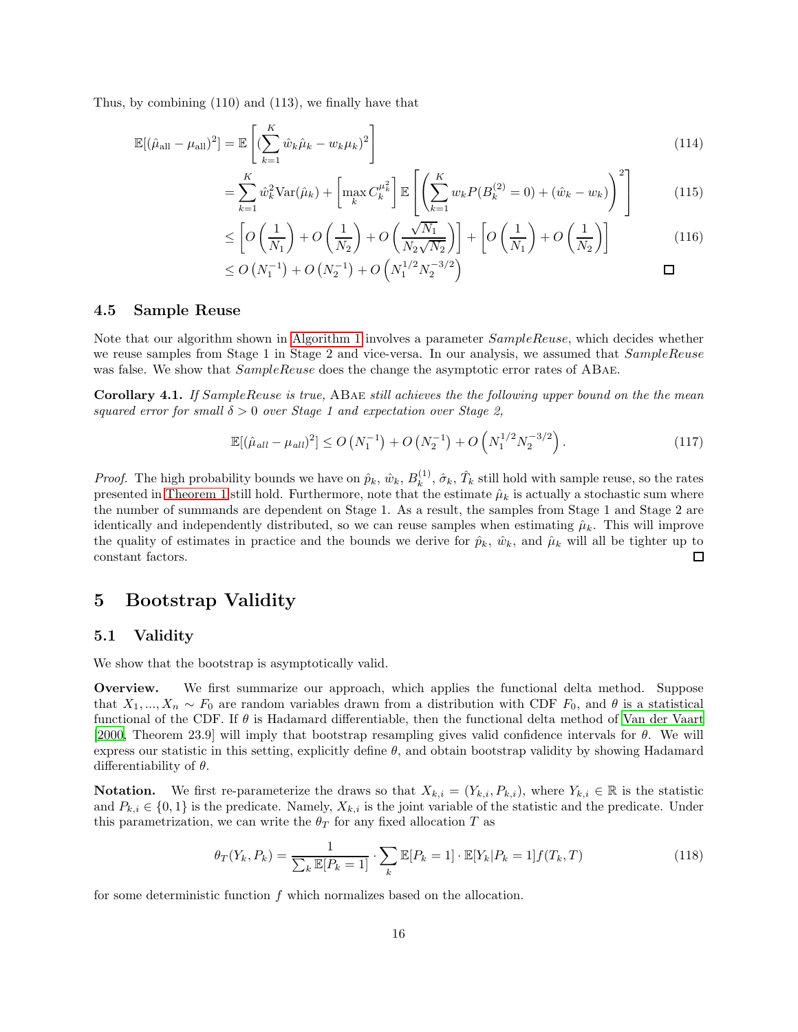Thus, by combining (110) and (113), we finally have that

$$
\begin{aligned}
\mathbb{E}[(\hat{\mu}_{\text{all}} - \mu_{\text{all}})^2] &= \mathbb{E}\left[ (\sum_{k=1}^{K} \hat{w}_k \hat{\mu}_k - w_k \mu_k)^2 \right] &(114)\\
&= \sum_{k=1}^{K} \hat{w}_k^2 \text{Var}(\hat{\mu}_k) + \left[ \max_k C_k^{\mu_k^2} \right] \mathbb{E}\left[ \left( \sum_{k=1}^{K} w_k P(B_k^{(2)} = 0) + (\hat{w}_k - w_k) \right)^2 \right] &(115)\\
&\leq \left[ O\left(\frac{1}{N_1}\right) + O\left(\frac{1}{N_2}\right) + O\left(\frac{\sqrt{N_1}}{N_2\sqrt{N_2}}\right) \right] + \left[ O\left(\frac{1}{N_1}\right) + O\left(\frac{1}{N_2}\right) \right] &(116)\\
&\leq O\left(N_1^{-1}\right) + O\left(N_2^{-1}\right) + O\left(N_1^{1/2} N_2^{-3/2}\right)
\end{aligned}
$$

□

### 4.5 Sample Reuse

Note that our algorithm shown in Algorithm 1 involves a parameter *SampleReuse*, which decides whether we reuse samples from Stage 1 in Stage 2 and vice-versa. In our analysis, we assumed that *SampleReuse* was false. We show that *SampleReuse* does the change the asymptotic error rates of ABAE.

**Corollary 4.1.** *If SampleReuse is true,* ABAE *still achieves the the following upper bound on the the mean squared error for small $\delta > 0$ over Stage 1 and expectation over Stage 2,*

$$
\mathbb{E}[(\hat{\mu}_{all} - \mu_{all})^2] \leq O\left(N_1^{-1}\right) + O\left(N_2^{-1}\right) + O\left(N_1^{1/2} N_2^{-3/2}\right). \tag{117}
$$

*Proof.* The high probability bounds we have on $\hat{p}_k$, $\hat{w}_k$, $B_k^{(1)}$, $\hat{\sigma}_k$, $\hat{T}_k$ still hold with sample reuse, so the rates presented in Theorem 1 still hold. Furthermore, note that the estimate $\hat{\mu}_k$ is actually a stochastic sum where the number of summands are dependent on Stage 1. As a result, the samples from Stage 1 and Stage 2 are identically and independently distributed, so we can reuse samples when estimating $\hat{\mu}_k$. This will improve the quality of estimates in practice and the bounds we derive for $\hat{p}_k$, $\hat{w}_k$, and $\hat{\mu}_k$ will all be tighter up to constant factors. □

## 5 Bootstrap Validity

### 5.1 Validity

We show that the bootstrap is asymptotically valid.

**Overview.** We first summarize our approach, which applies the functional delta method. Suppose that $X_1, ..., X_n \sim F_0$ are random variables drawn from a distribution with CDF $F_0$, and $\theta$ is a statistical functional of the CDF. If $\theta$ is Hadamard differentiable, then the functional delta method of Van der Vaart [2000, Theorem 23.9] will imply that bootstrap resampling gives valid confidence intervals for $\theta$. We will express our statistic in this setting, explicitly define $\theta$, and obtain bootstrap validity by showing Hadamard differentiability of $\theta$.

**Notation.** We first re-parameterize the draws so that $X_{k,i} = (Y_{k,i}, P_{k,i})$, where $Y_{k,i} \in \mathbb{R}$ is the statistic and $P_{k,i} \in \{0, 1\}$ is the predicate. Namely, $X_{k,i}$ is the joint variable of the statistic and the predicate. Under this parametrization, we can write the $\theta_T$ for any fixed allocation $T$ as

$$
\theta_T(Y_k, P_k) = \frac{1}{\sum_k \mathbb{E}[P_k = 1]} \cdot \sum_k \mathbb{E}[P_k = 1] \cdot \mathbb{E}[Y_k | P_k = 1] f(T_k, T) \tag{118}
$$

for some deterministic function $f$ which normalizes based on the allocation.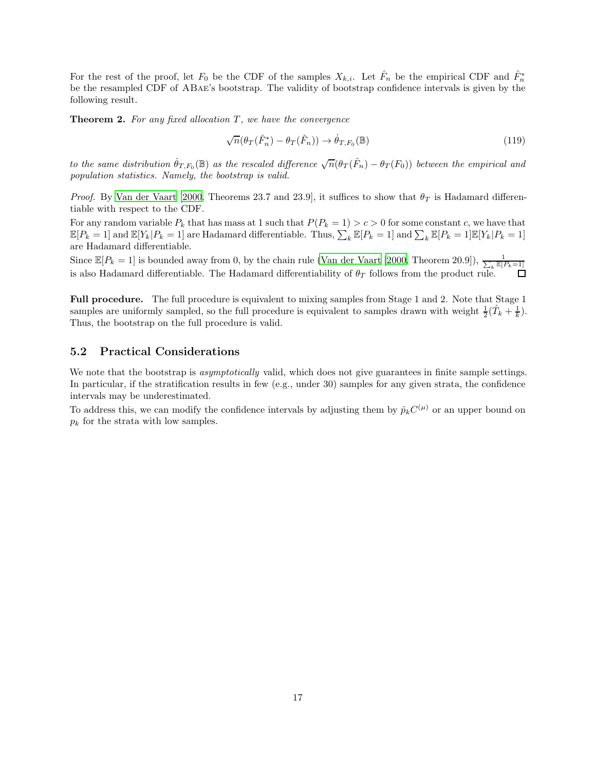For the rest of the proof, let $F_0$ be the CDF of the samples $X_{k,i}$. Let $\hat{F}_n$ be the empirical CDF and $\hat{F}_n^*$ be the resampled CDF of ABae's bootstrap. The validity of bootstrap confidence intervals is given by the following result.

**Theorem 2.** *For any fixed allocation $T$, we have the convergence*

$$\sqrt{n}(\theta_T(\hat{F}_n^*) - \theta_T(\hat{F}_n)) \to \dot{\theta}_{T,F_0}(\mathbb{B}) \tag{119}$$

*to the same distribution $\dot{\theta}_{T,F_0}(\mathbb{B})$ as the rescaled difference $\sqrt{n}(\theta_T(\hat{F}_n) - \theta_T(F_0))$ between the empirical and population statistics. Namely, the bootstrap is valid.*

*Proof.* By Van der Vaart [2000, Theorems 23.7 and 23.9], it suffices to show that $\theta_T$ is Hadamard differentiable with respect to the CDF.

For any random variable $P_k$ that has mass at 1 such that $P(P_k = 1) > c > 0$ for some constant $c$, we have that $\mathbb{E}[P_k = 1]$ and $\mathbb{E}[Y_k | P_k = 1]$ are Hadamard differentiable. Thus, $\sum_k \mathbb{E}[P_k = 1]$ and $\sum_k \mathbb{E}[P_k = 1]\mathbb{E}[Y_k | P_k = 1]$ are Hadamard differentiable.

Since $\mathbb{E}[P_k = 1]$ is bounded away from 0, by the chain rule (Van der Vaart [2000, Theorem 20.9]), $\frac{1}{\sum_k \mathbb{E}[P_k=1]}$ is also Hadamard differentiable. The Hadamard differentiability of $\theta_T$ follows from the product rule. ◻

**Full procedure.** The full procedure is equivalent to mixing samples from Stage 1 and 2. Note that Stage 1 samples are uniformly sampled, so the full procedure is equivalent to samples drawn with weight $\frac{1}{2}(\hat{T}_k + \frac{1}{k})$. Thus, the bootstrap on the full procedure is valid.

## 5.2 Practical Considerations

We note that the bootstrap is *asymptotically* valid, which does not give guarantees in finite sample settings. In particular, if the stratification results in few (e.g., under 30) samples for any given strata, the confidence intervals may be underestimated.

To address this, we can modify the confidence intervals by adjusting them by $\hat{p}_k C^{(\mu)}$ or an upper bound on $p_k$ for the strata with low samples.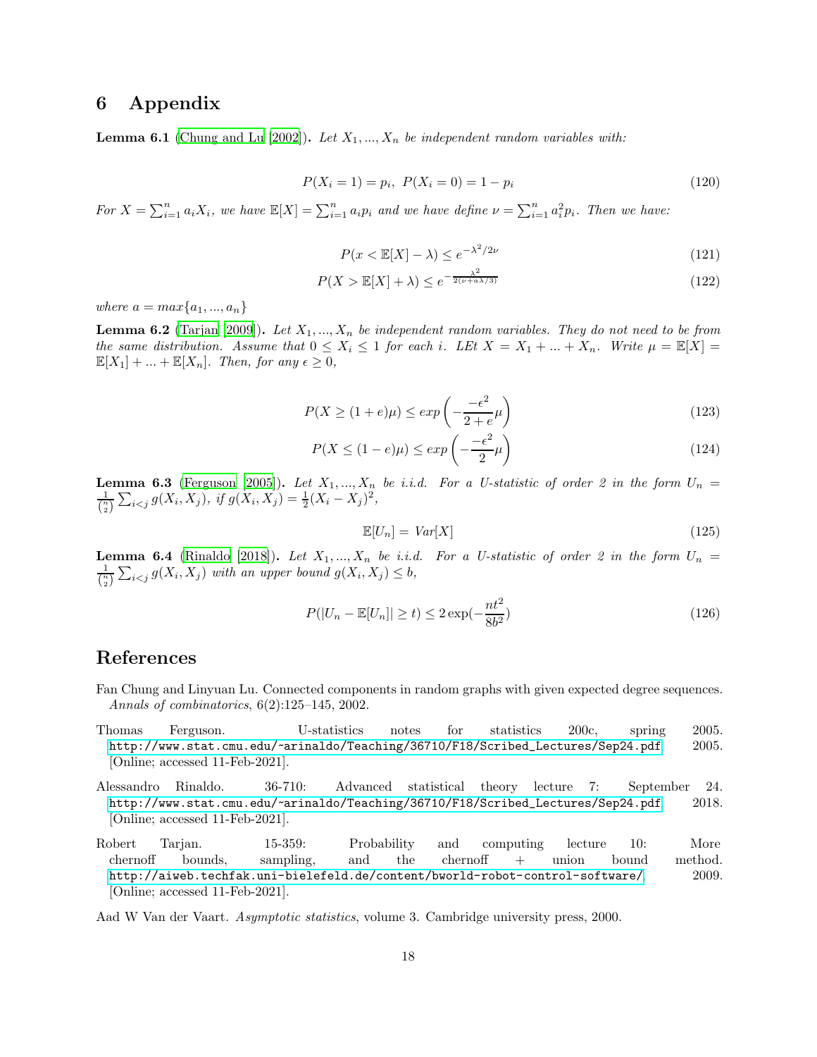## 6 Appendix

**Lemma 6.1** (Chung and Lu [2002]). *Let $X_1, ..., X_n$ be independent random variables with:*

$$P(X_i = 1) = p_i, \ P(X_i = 0) = 1 - p_i \tag{120}$$

*For $X = \sum_{i=1}^{n} a_i X_i$, we have $\mathbb{E}[X] = \sum_{i=1}^{n} a_i p_i$ and we have define $\nu = \sum_{i=1}^{n} a_i^2 p_i$. Then we have:*

$$P(x < \mathbb{E}[X] - \lambda) \leq e^{-\lambda^2/2\nu} \tag{121}$$

$$P(X > \mathbb{E}[X] + \lambda) \leq e^{-\frac{\lambda^2}{2(\nu + a\lambda/3)}} \tag{122}$$

*where $a = max\{a_1, ..., a_n\}$*

**Lemma 6.2** (Tarjan [2009]). *Let $X_1, ..., X_n$ be independent random variables. They do not need to be from the same distribution. Assume that $0 \leq X_i \leq 1$ for each $i$. LEt $X = X_1 + ... + X_n$. Write $\mu = \mathbb{E}[X] = \mathbb{E}[X_1] + ... + \mathbb{E}[X_n]$. Then, for any $\epsilon \geq 0$,*

$$P(X \geq (1+e)\mu) \leq exp\left(-\frac{-\epsilon^2}{2+e}\mu\right) \tag{123}$$

$$P(X \leq (1-e)\mu) \leq exp\left(-\frac{-\epsilon^2}{2}\mu\right) \tag{124}$$

**Lemma 6.3** (Ferguson [2005]). *Let $X_1, ..., X_n$ be i.i.d. For a U-statistic of order 2 in the form $U_n = \frac{1}{\binom{n}{2}} \sum_{i<j} g(X_i, X_j)$, if $g(X_i, X_j) = \frac{1}{2}(X_i - X_j)^2$,*

$$\mathbb{E}[U_n] = Var[X] \tag{125}$$

**Lemma 6.4** (Rinaldo [2018]). *Let $X_1, ..., X_n$ be i.i.d. For a U-statistic of order 2 in the form $U_n = \frac{1}{\binom{n}{2}} \sum_{i<j} g(X_i, X_j)$ with an upper bound $g(X_i, X_j) \leq b$,*

$$P(|U_n - \mathbb{E}[U_n]| \geq t) \leq 2\exp(-\frac{nt^2}{8b^2}) \tag{126}$$

## References

Fan Chung and Linyuan Lu. Connected components in random graphs with given expected degree sequences. *Annals of combinatorics*, 6(2):125–145, 2002.

Thomas Ferguson. U-statistics notes for statistics 200c, spring 2005. http://www.stat.cmu.edu/~arinaldo/Teaching/36710/F18/Scribed_Lectures/Sep24.pdf, 2005. [Online; accessed 11-Feb-2021].

Alessandro Rinaldo. 36-710: Advanced statistical theory lecture 7: September 24. http://www.stat.cmu.edu/~arinaldo/Teaching/36710/F18/Scribed_Lectures/Sep24.pdf, 2018. [Online; accessed 11-Feb-2021].

Robert Tarjan. 15-359: Probability and computing lecture 10: More chernoff bounds, sampling, and the chernoff + union bound method. http://aiweb.techfak.uni-bielefeld.de/content/bworld-robot-control-software/, 2009. [Online; accessed 11-Feb-2021].

Aad W Van der Vaart. *Asymptotic statistics*, volume 3. Cambridge university press, 2000.